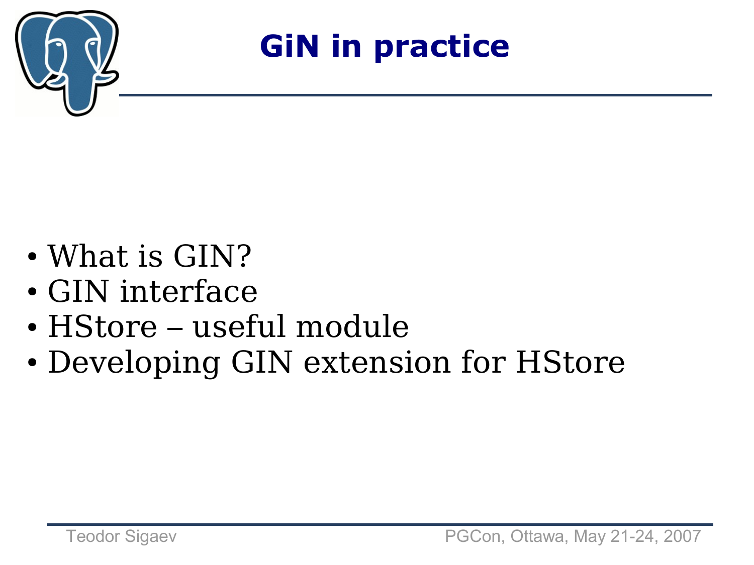# GiN in practice

- What is GIN?
- GIN interface
- HStore – useful module
- Developing GIN extension for HStore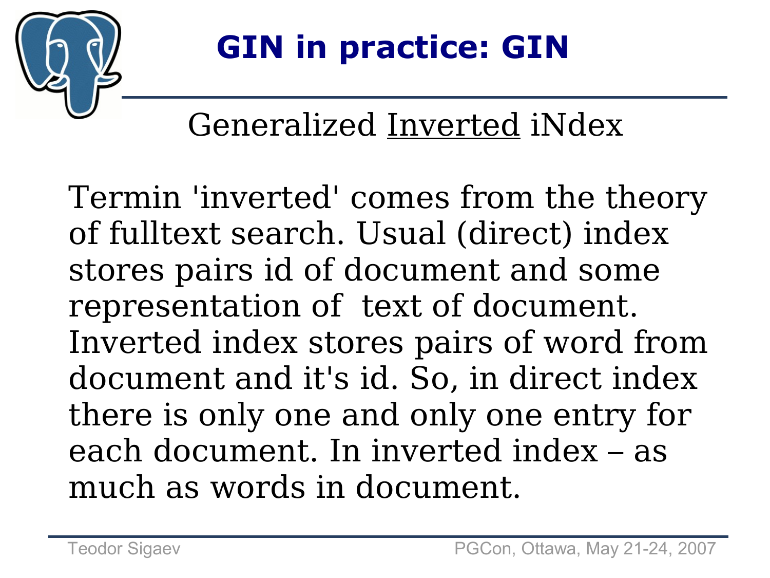# GIN in practice: GIN

Generalized <u>Inverted</u> iNdex

Termin 'inverted' comes from the theory of fulltext search. Usual (direct) index stores pairs id of document and some representation of  text of document. Inverted index stores pairs of word from document and it's id. So, in direct index there is only one and only one entry for each document. In inverted index – as much as words in document.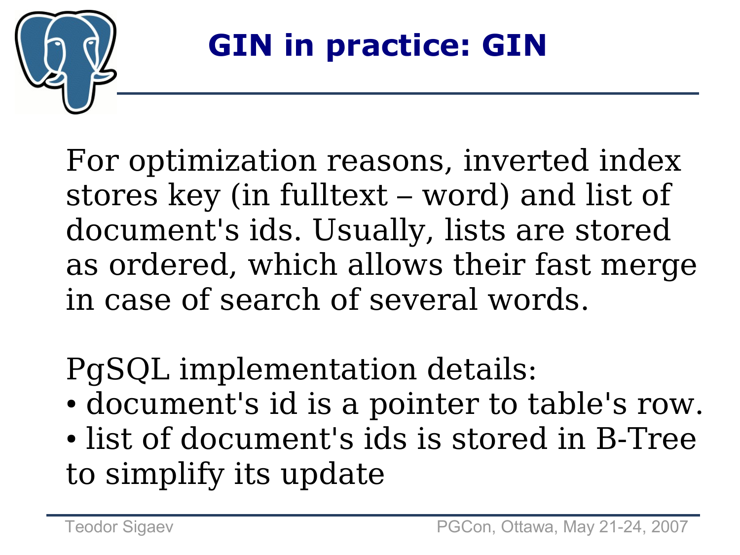# GIN in practice: GIN

For optimization reasons, inverted index stores key (in fulltext – word) and list of document's ids. Usually, lists are stored as ordered, which allows their fast merge in case of search of several words.

PgSQL implementation details:

- document's id is a pointer to table's row.
- list of document's ids is stored in B-Tree to simplify its update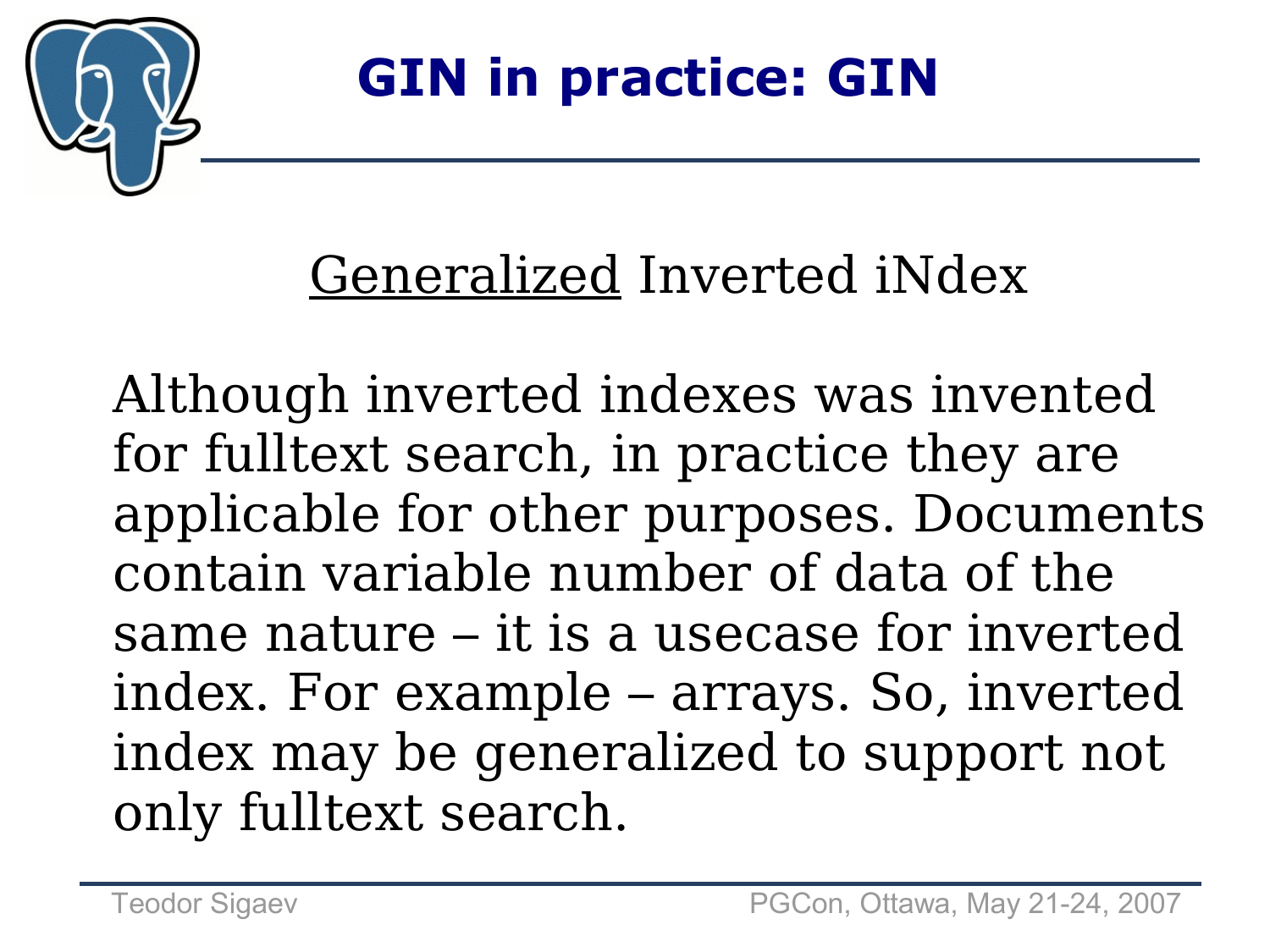# GIN in practice: GIN

<u>Generalized</u> Inverted iNdex

Although inverted indexes was invented for fulltext search, in practice they are applicable for other purposes. Documents contain variable number of data of the same nature – it is a usecase for inverted index. For example – arrays. So, inverted index may be generalized to support not only fulltext search.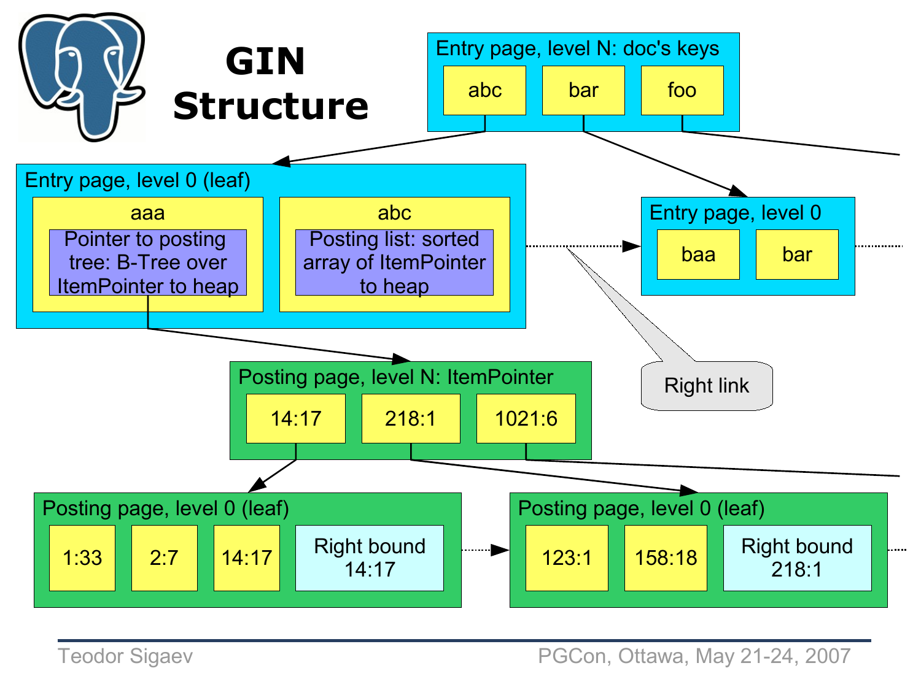# GIN Structure

Entry page, level N: doc's keys

- abc
- bar
- foo

Entry page, level 0 (leaf)

- aaa
  - Pointer to posting tree: B-Tree over ItemPointer to heap
- abc
  - Posting list: sorted array of ItemPointer to heap

Entry page, level 0

- baa
- bar

Right link

Posting page, level N: ItemPointer

- 14:17
- 218:1
- 1021:6

Posting page, level 0 (leaf)

- 1:33
- 2:7
- 14:17
- Right bound 14:17

Posting page, level 0 (leaf)

- 123:1
- 158:18
- Right bound 218:1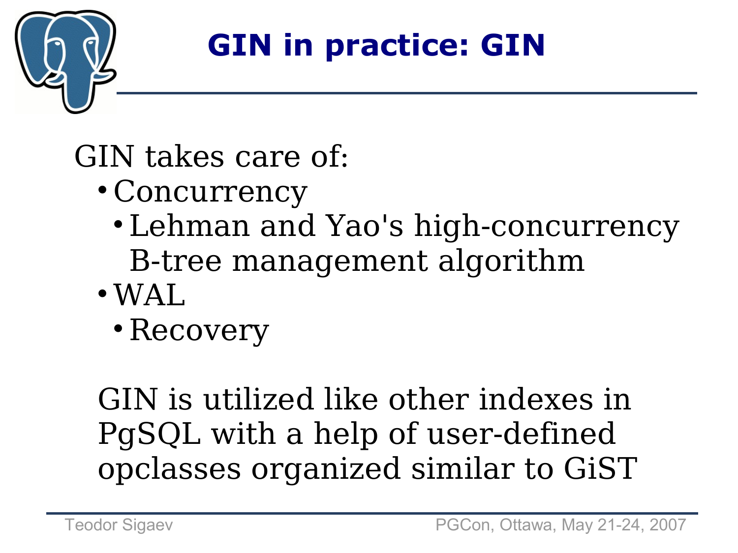# GIN in practice: GIN

GIN takes care of:

- Concurrency
  - Lehman and Yao's high-concurrency B-tree management algorithm
- WAL
  - Recovery

GIN is utilized like other indexes in PgSQL with a help of user-defined opclasses organized similar to GiST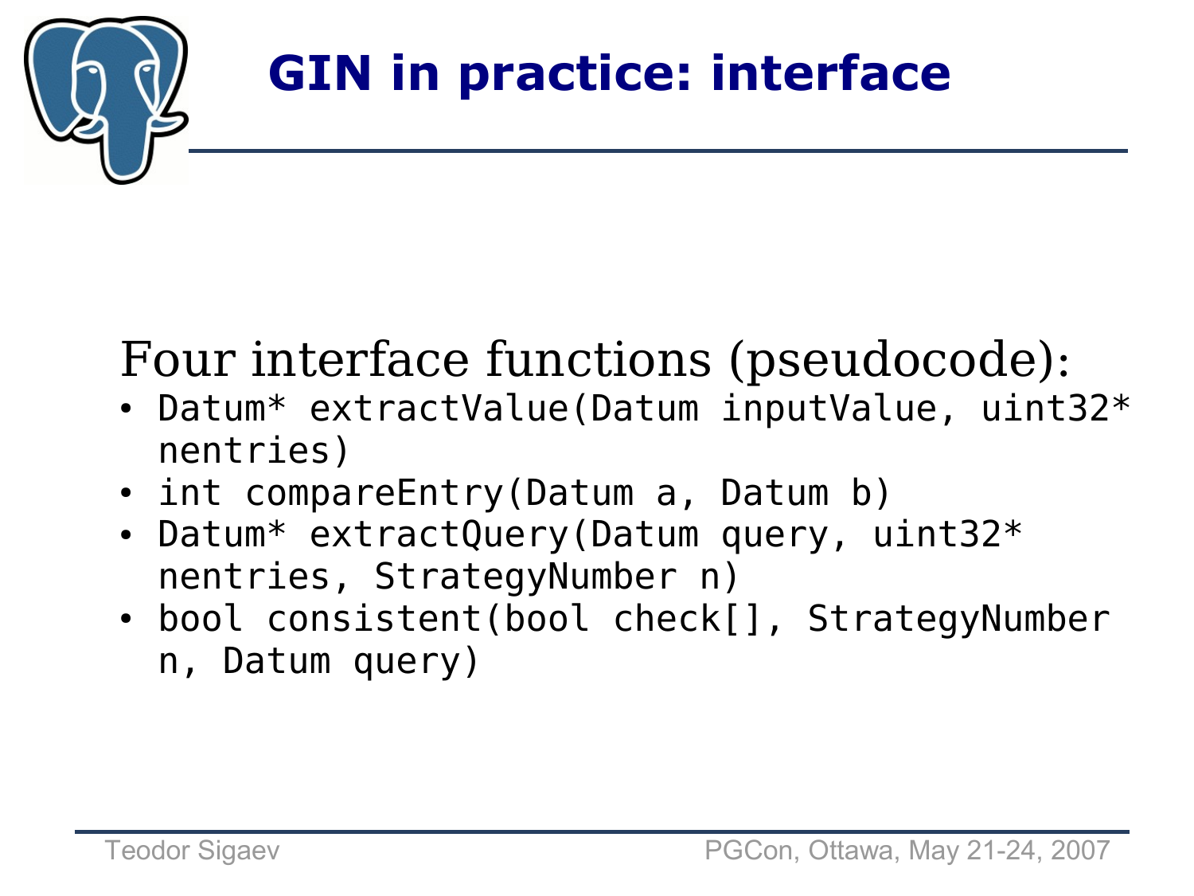# GIN in practice: interface

Four interface functions (pseudocode):

- `Datum* extractValue(Datum inputValue, uint32* nentries)`
- `int compareEntry(Datum a, Datum b)`
- `Datum* extractQuery(Datum query, uint32* nentries, StrategyNumber n)`
- `bool consistent(bool check[], StrategyNumber n, Datum query)`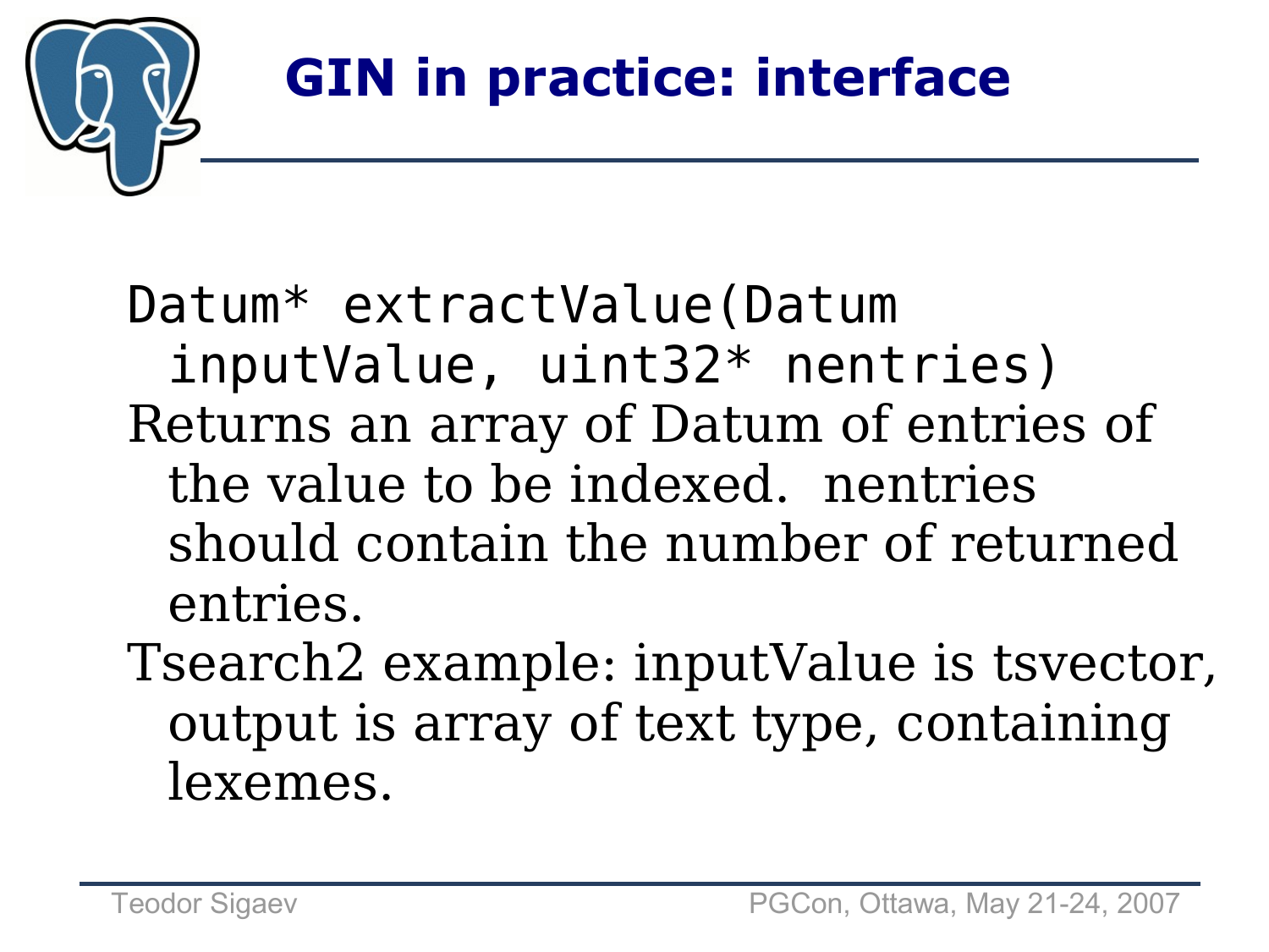# GIN in practice: interface

```
Datum* extractValue(Datum
  inputValue, uint32* nentries)
```

Returns an array of Datum of entries of the value to be indexed.  nentries should contain the number of returned entries.

Tsearch2 example: inputValue is tsvector, output is array of text type, containing lexemes.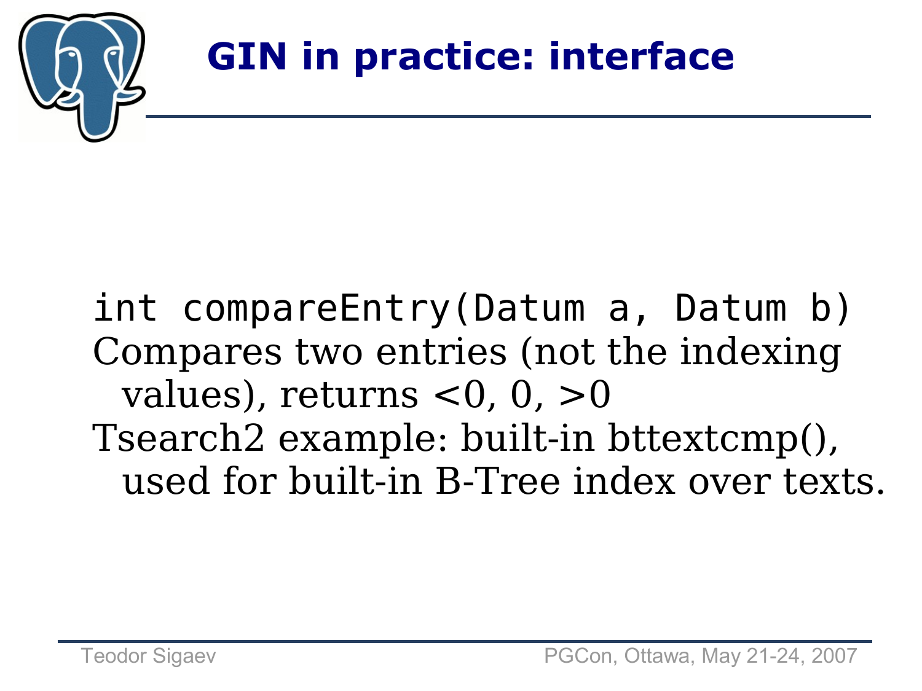# GIN in practice: interface

```
int compareEntry(Datum a, Datum b)
```

Compares two entries (not the indexing values), returns <0, 0, >0

Tsearch2 example: built-in bttextcmp(), used for built-in B-Tree index over texts.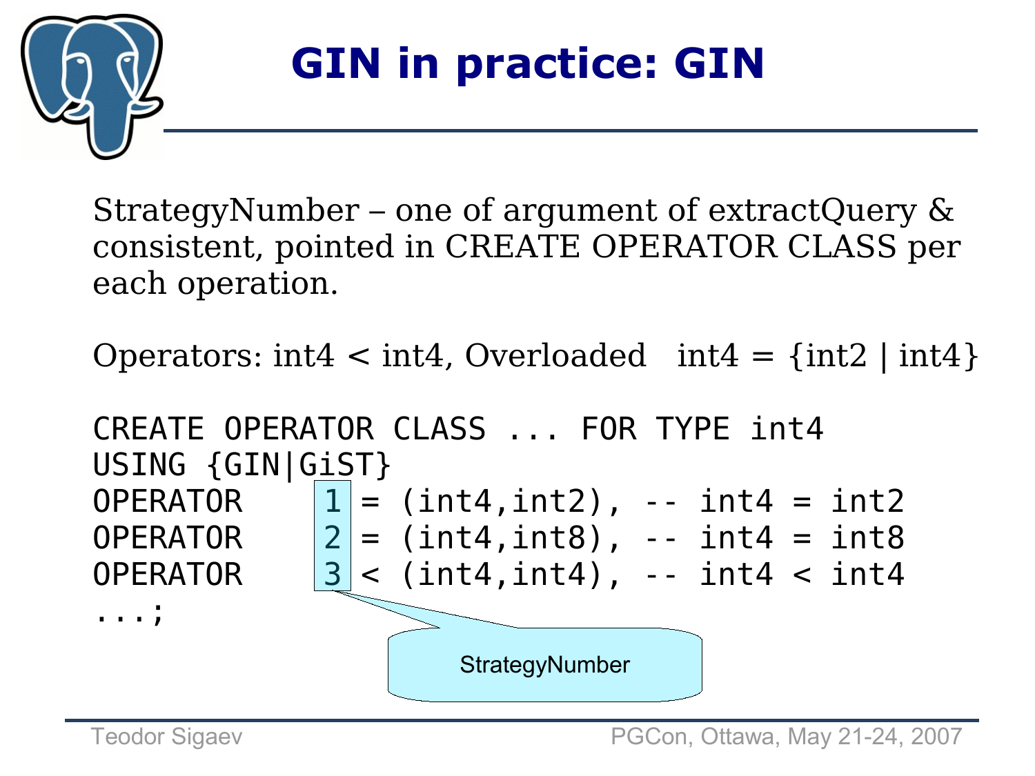# GIN in practice: GIN

StrategyNumber – one of argument of extractQuery & consistent, pointed in CREATE OPERATOR CLASS per each operation.

Operators: int4 < int4, Overloaded  int4 = {int2 | int4}

```
CREATE OPERATOR CLASS ... FOR TYPE int4
USING {GIN|GiST}
OPERATOR    1 = (int4,int2), -- int4 = int2
OPERATOR    2 = (int4,int8), -- int4 = int8
OPERATOR    3 < (int4,int4), -- int4 < int4
...;
```

StrategyNumber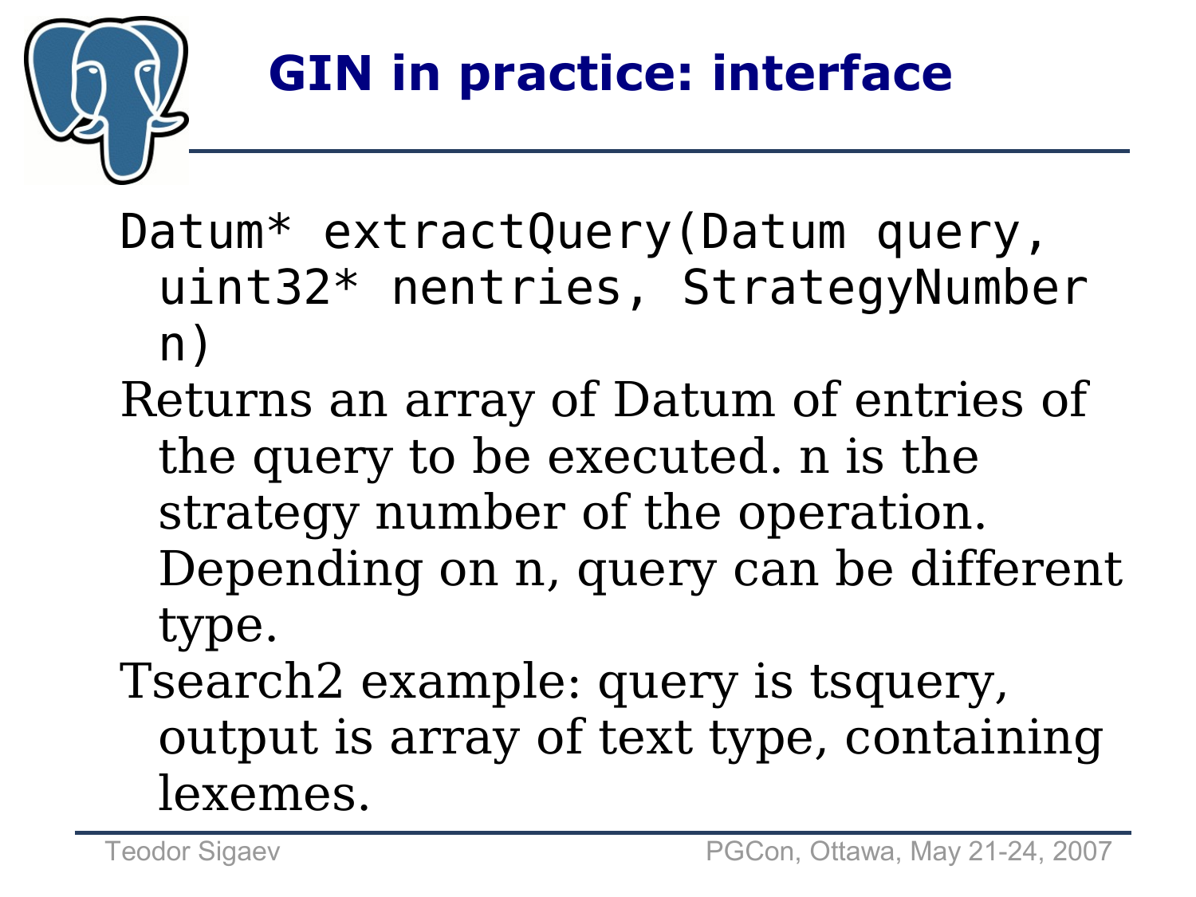# GIN in practice: interface

```
Datum* extractQuery(Datum query, uint32* nentries, StrategyNumber n)
```

Returns an array of Datum of entries of the query to be executed. n is the strategy number of the operation. Depending on n, query can be different type.

Tsearch2 example: query is tsquery, output is array of text type, containing lexemes.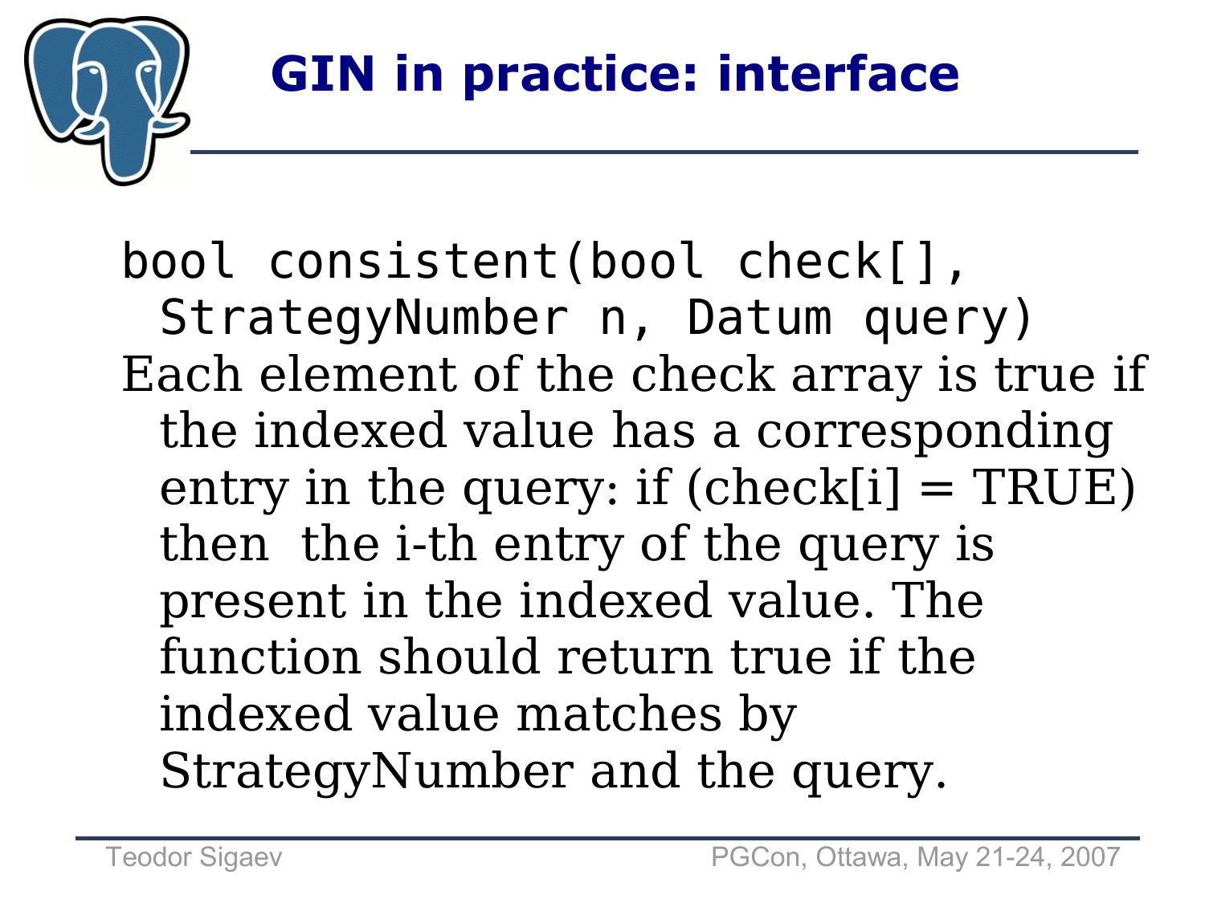# GIN in practice: interface

```
bool consistent(bool check[],
  StrategyNumber n, Datum query)
```

Each element of the check array is true if the indexed value has a corresponding entry in the query: if (check[i] = TRUE) then the i-th entry of the query is present in the indexed value. The function should return true if the indexed value matches by StrategyNumber and the query.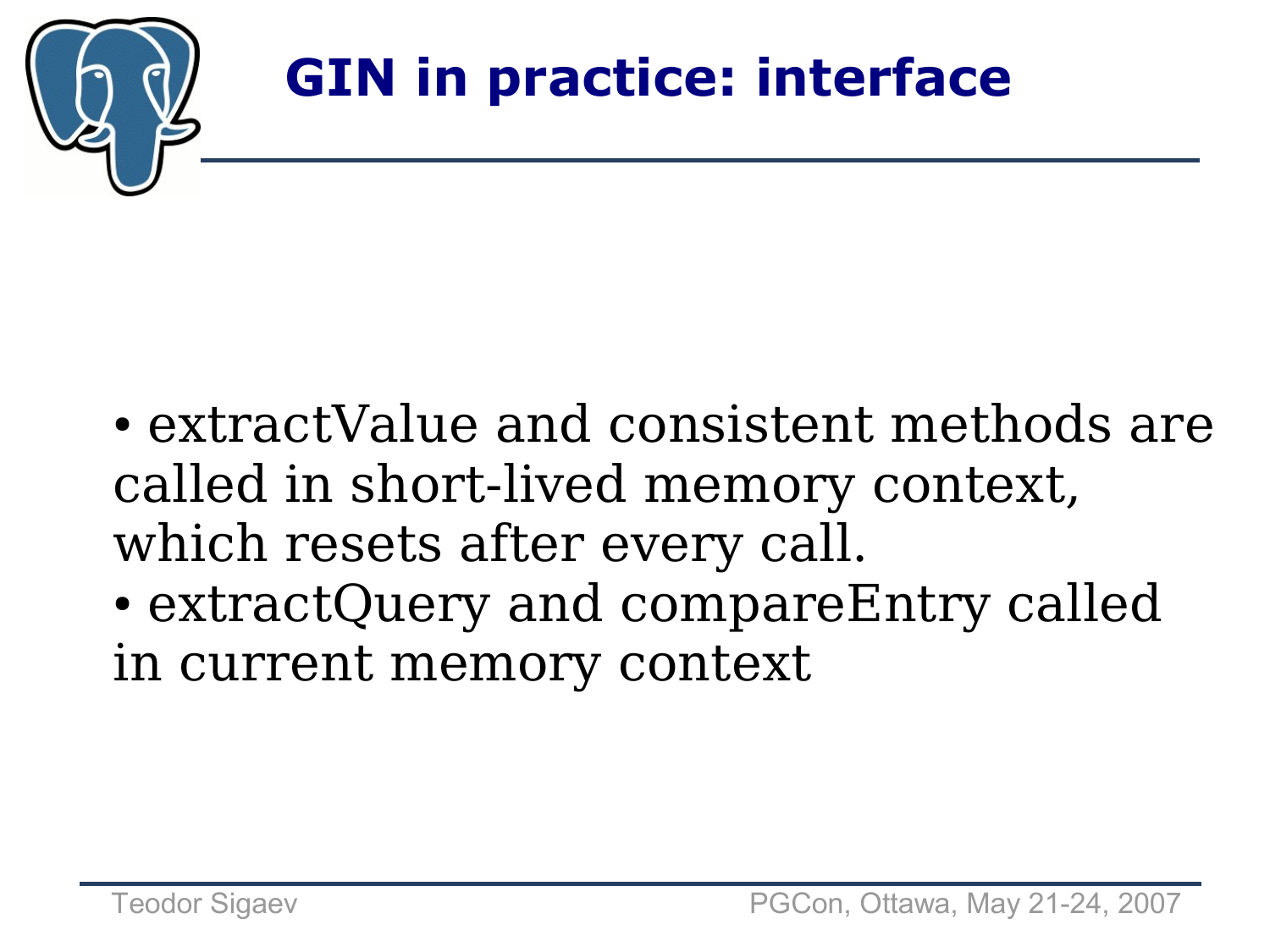# GIN in practice: interface

- extractValue and consistent methods are called in short-lived memory context, which resets after every call.
- extractQuery and compareEntry called in current memory context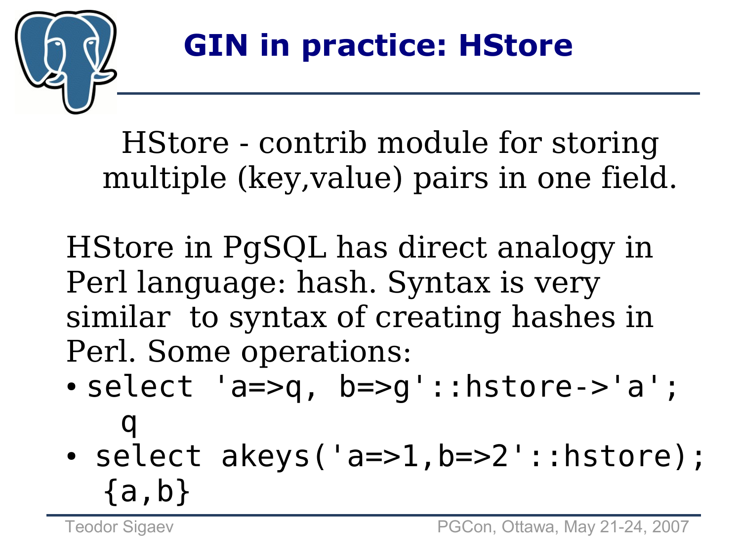# GIN in practice: HStore

HStore - contrib module for storing multiple (key,value) pairs in one field.

HStore in PgSQL has direct analogy in Perl language: hash. Syntax is very similar  to syntax of creating hashes in Perl. Some operations:

- `select 'a=>q, b=>g'::hstore->'a';`
  `q`
- `select akeys('a=>1,b=>2'::hstore);`
  `{a,b}`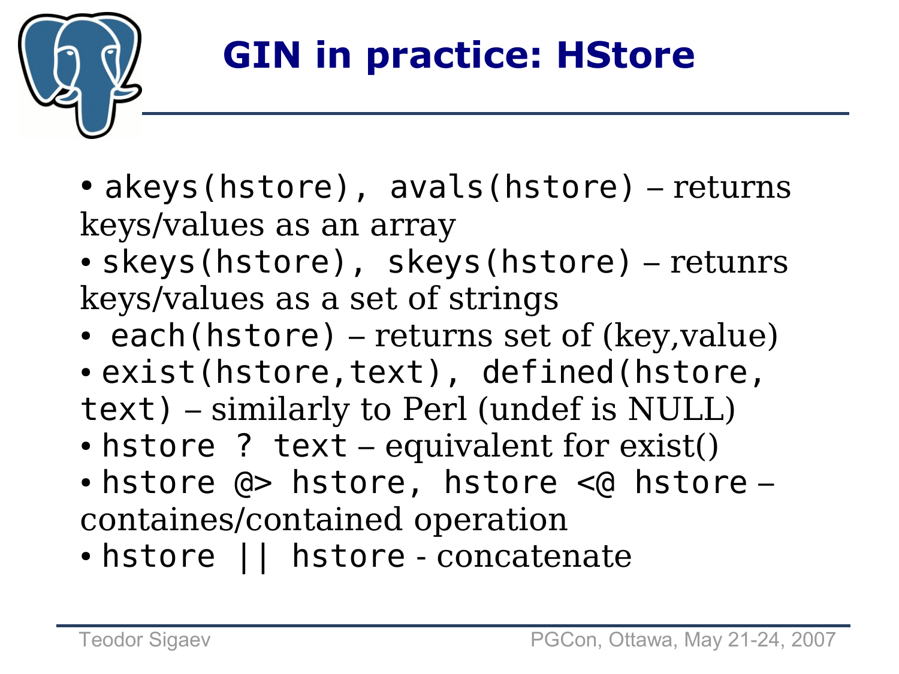# GIN in practice: HStore

- `akeys(hstore), avals(hstore)` – returns keys/values as an array
- `skeys(hstore), skeys(hstore)` – retunrs keys/values as a set of strings
- `each(hstore)` – returns set of (key,value)
- `exist(hstore,text), defined(hstore, text)` – similarly to Perl (undef is NULL)
- `hstore ? text` – equivalent for exist()
- `hstore @> hstore, hstore <@ hstore` – containes/contained operation
- `hstore || hstore` - concatenate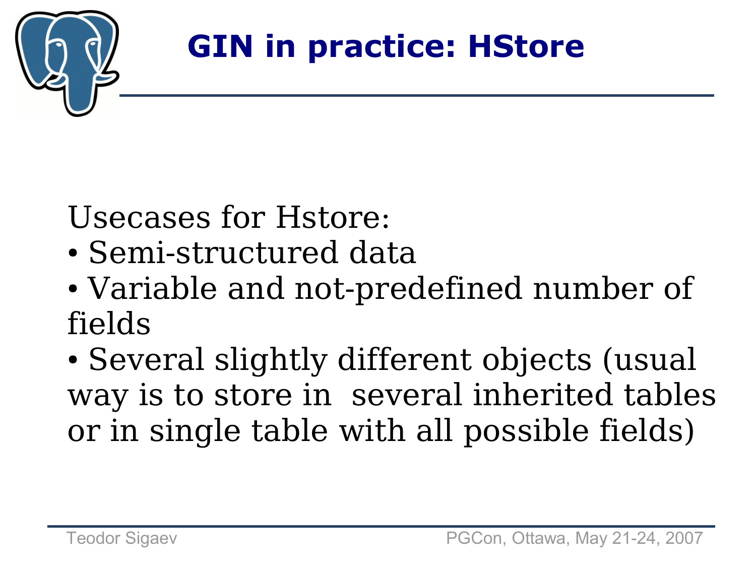# GIN in practice: HStore

Usecases for Hstore:

- Semi-structured data
- Variable and not-predefined number of fields
- Several slightly different objects (usual way is to store in several inherited tables or in single table with all possible fields)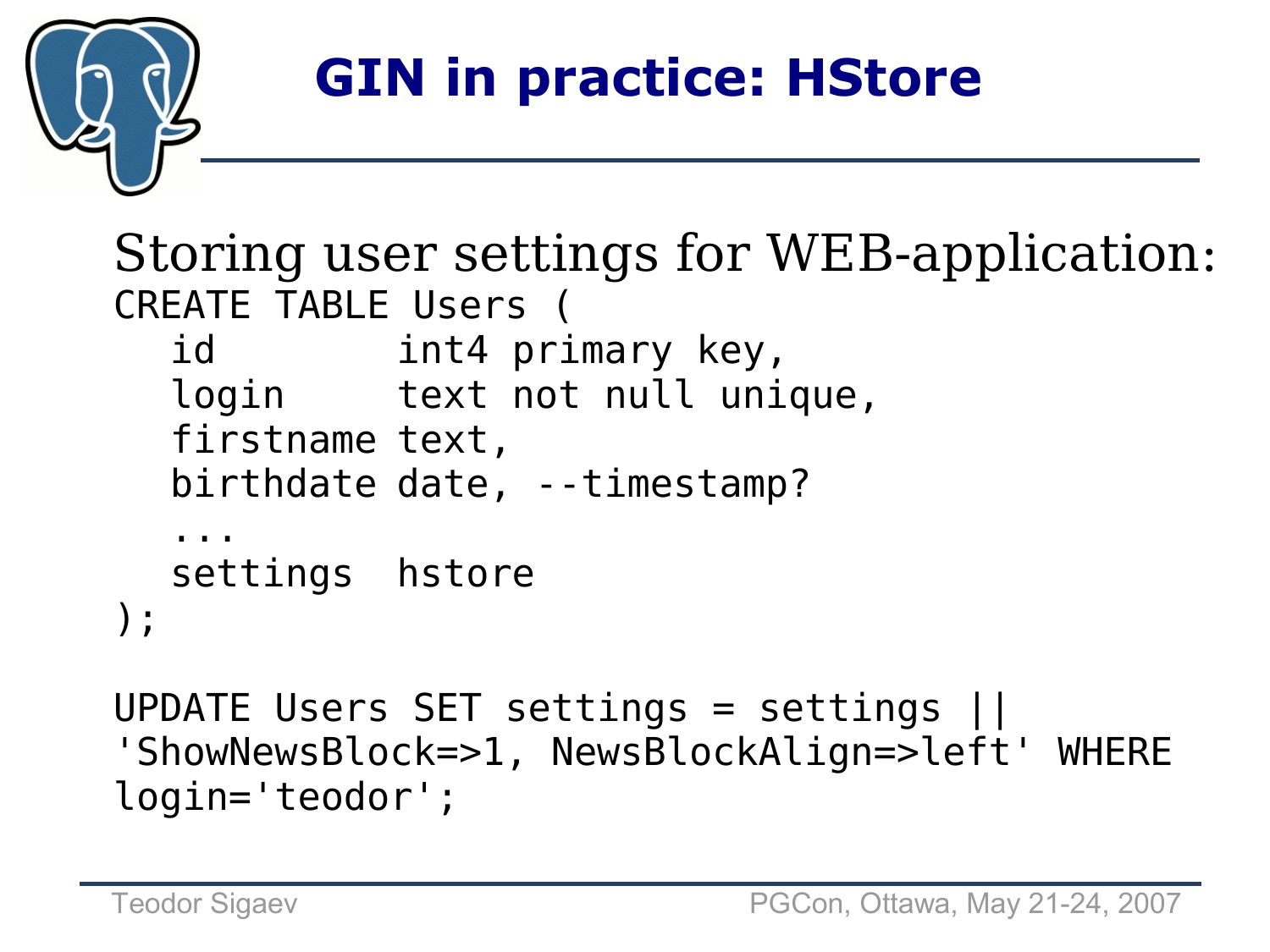# GIN in practice: HStore

Storing user settings for WEB-application:

```
CREATE TABLE Users (
   id        int4 primary key,
   login     text not null unique,
   firstname text,
   birthdate date, --timestamp?
   ...
   settings  hstore
);

UPDATE Users SET settings = settings ||
'ShowNewsBlock=>1, NewsBlockAlign=>left' WHERE
login='teodor';
```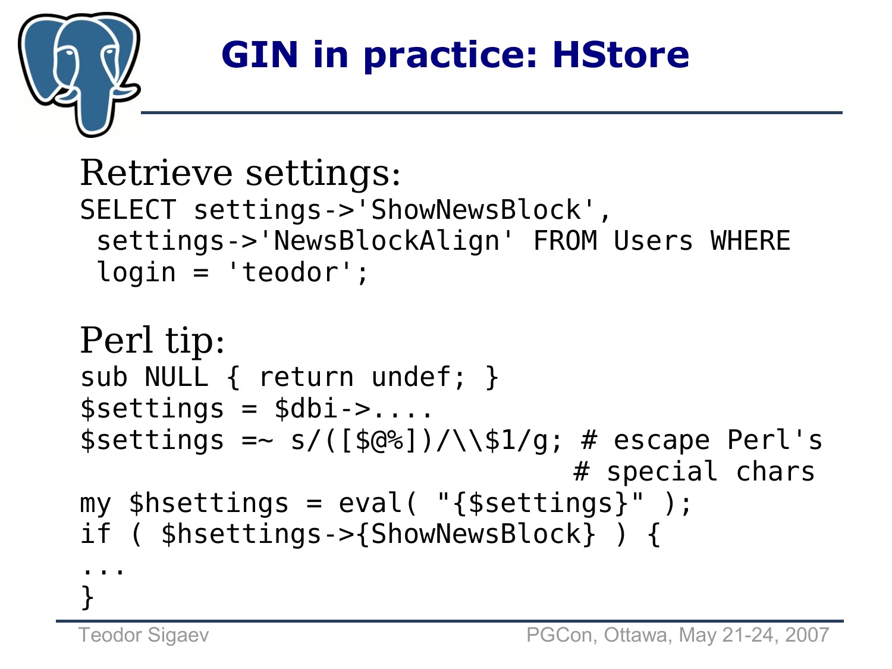# GIN in practice: HStore

Retrieve settings:

```
SELECT settings->'ShowNewsBlock',
 settings->'NewsBlockAlign' FROM Users WHERE
 login = 'teodor';
```

Perl tip:

```
sub NULL { return undef; }
$settings = $dbi->....
$settings =~ s/([$@%])/\\$1/g; # escape Perl's
                                # special chars
my $hsettings = eval( "{$settings}" );
if ( $hsettings->{ShowNewsBlock} ) {
...
}
```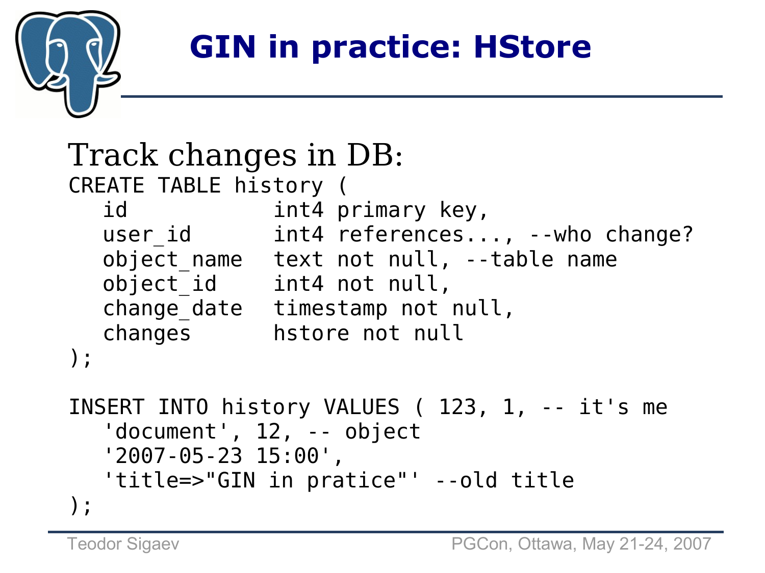# GIN in practice: HStore

Track changes in DB:

```
CREATE TABLE history (
   id             int4 primary key,
   user_id        int4 references..., --who change?
   object_name    text not null, --table name
   object_id      int4 not null,
   change_date    timestamp not null,
   changes        hstore not null
);

INSERT INTO history VALUES ( 123, 1, -- it's me
   'document', 12, -- object
   '2007-05-23 15:00',
   'title=>"GIN in pratice"' --old title
);
```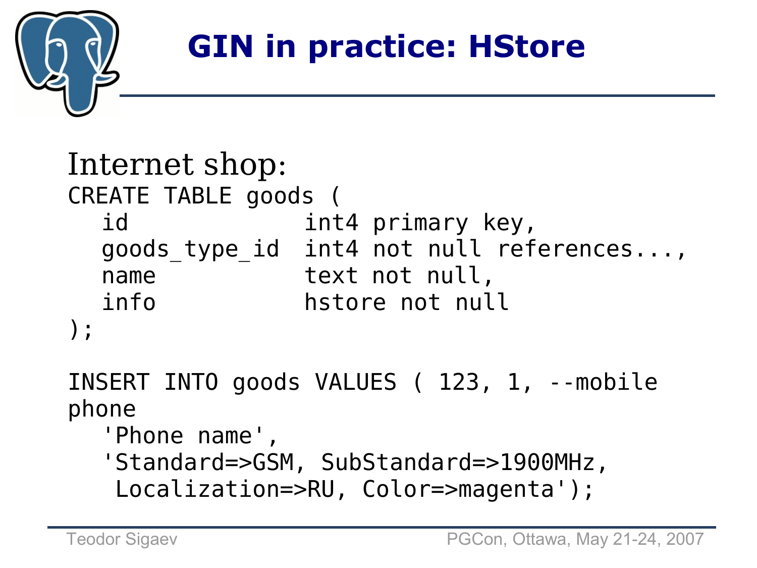# GIN in practice: HStore

Internet shop:

```
CREATE TABLE goods (
   id             int4 primary key,
   goods_type_id  int4 not null references...,
   name           text not null,
   info           hstore not null
);

INSERT INTO goods VALUES ( 123, 1, --mobile
phone
   'Phone name',
   'Standard=>GSM, SubStandard=>1900MHz,
    Localization=>RU, Color=>magenta');
```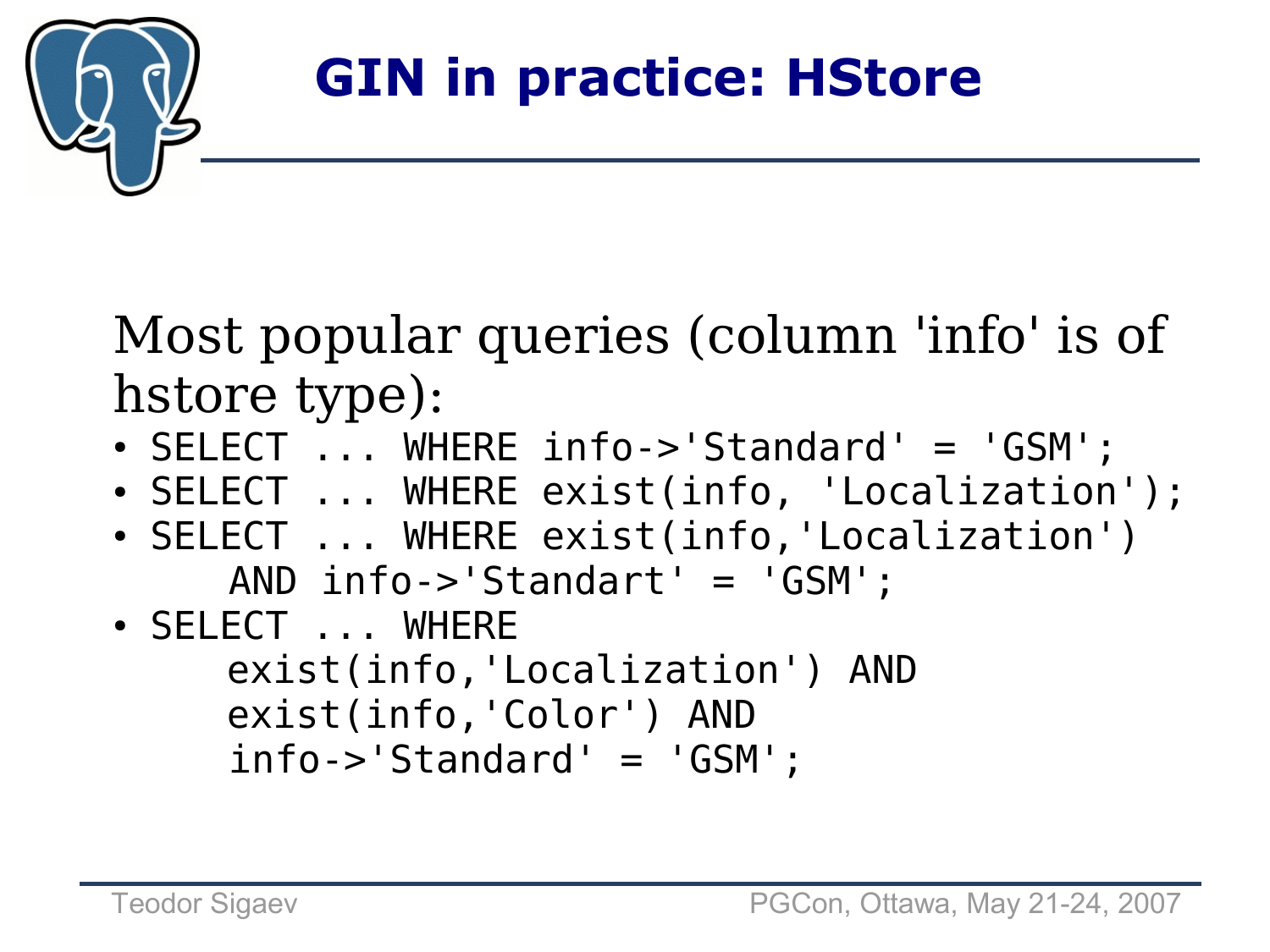# GIN in practice: HStore

Most popular queries (column 'info' is of hstore type):

- `SELECT ... WHERE info->'Standard' = 'GSM';`
- `SELECT ... WHERE exist(info, 'Localization');`
- ```
  SELECT ... WHERE exist(info,'Localization')
      AND info->'Standart' = 'GSM';
  ```
- ```
  SELECT ... WHERE
      exist(info,'Localization') AND
      exist(info,'Color') AND
      info->'Standard' = 'GSM';
  ```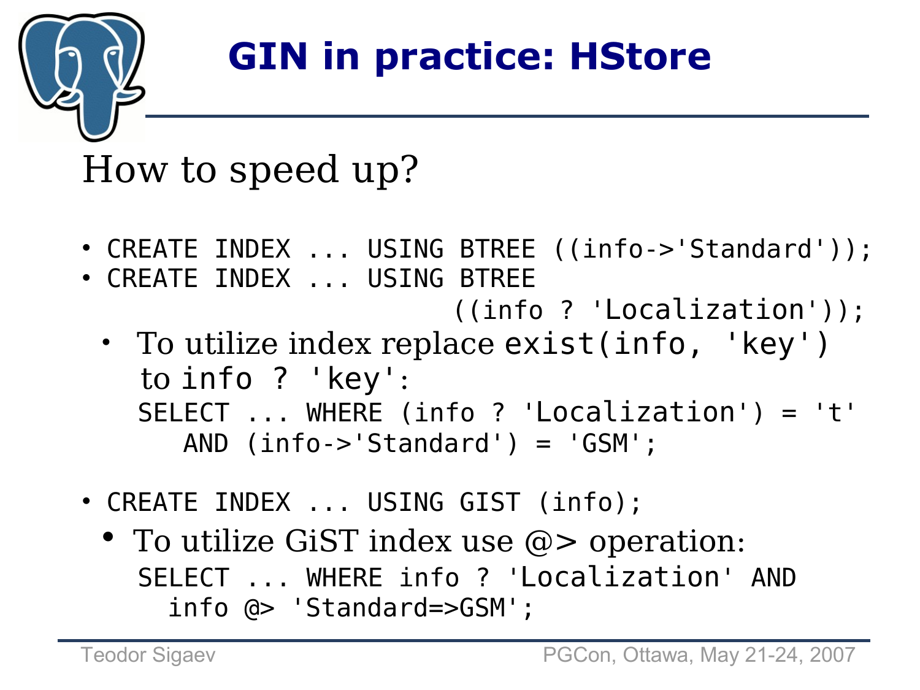# GIN in practice: HStore

## How to speed up?

- `CREATE INDEX ... USING BTREE ((info->'Standard'));`
- `CREATE INDEX ... USING BTREE ((info ? 'Localization'));`
  - To utilize index replace `exist(info, 'key')` to `info ? 'key'`:

    ```
    SELECT ... WHERE (info ? 'Localization') = 't'
       AND (info->'Standard') = 'GSM';
    ```

- `CREATE INDEX ... USING GIST (info);`
  - To utilize GiST index use @> operation:

    ```
    SELECT ... WHERE info ? 'Localization' AND
      info @> 'Standard=>GSM';
    ```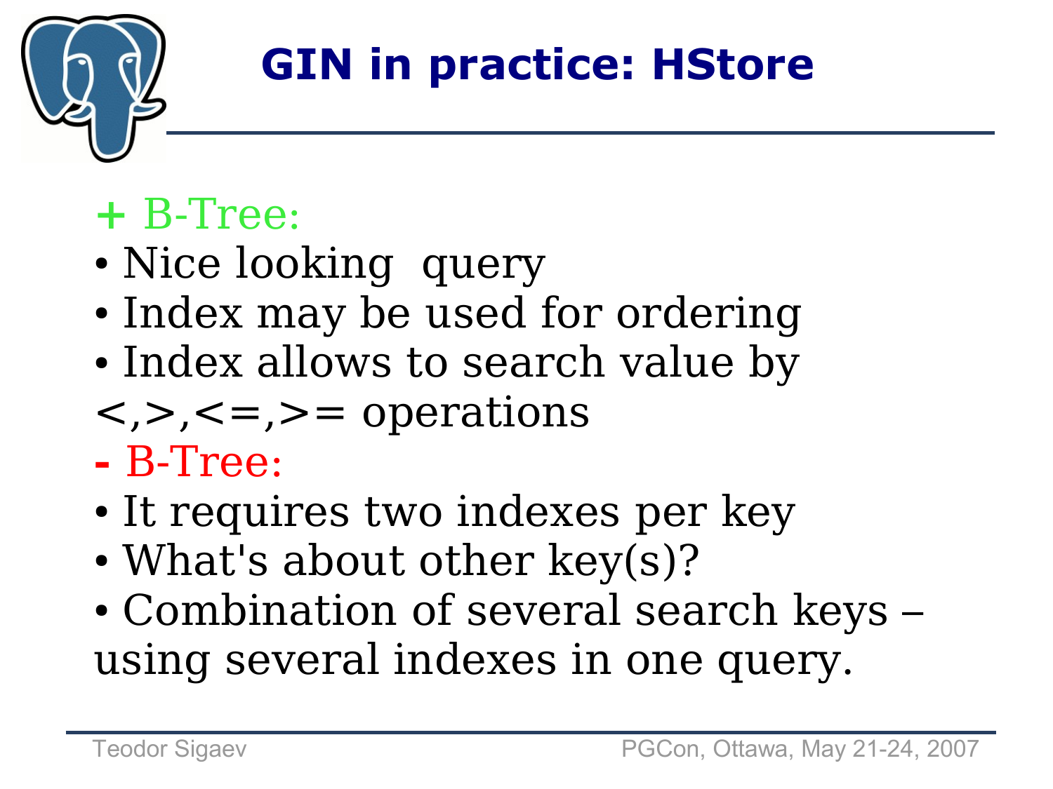# GIN in practice: HStore

+ B-Tree:

- Nice looking query
- Index may be used for ordering
- Index allows to search value by <,>,<=,>= operations

- B-Tree:

- It requires two indexes per key
- What's about other key(s)?
- Combination of several search keys – using several indexes in one query.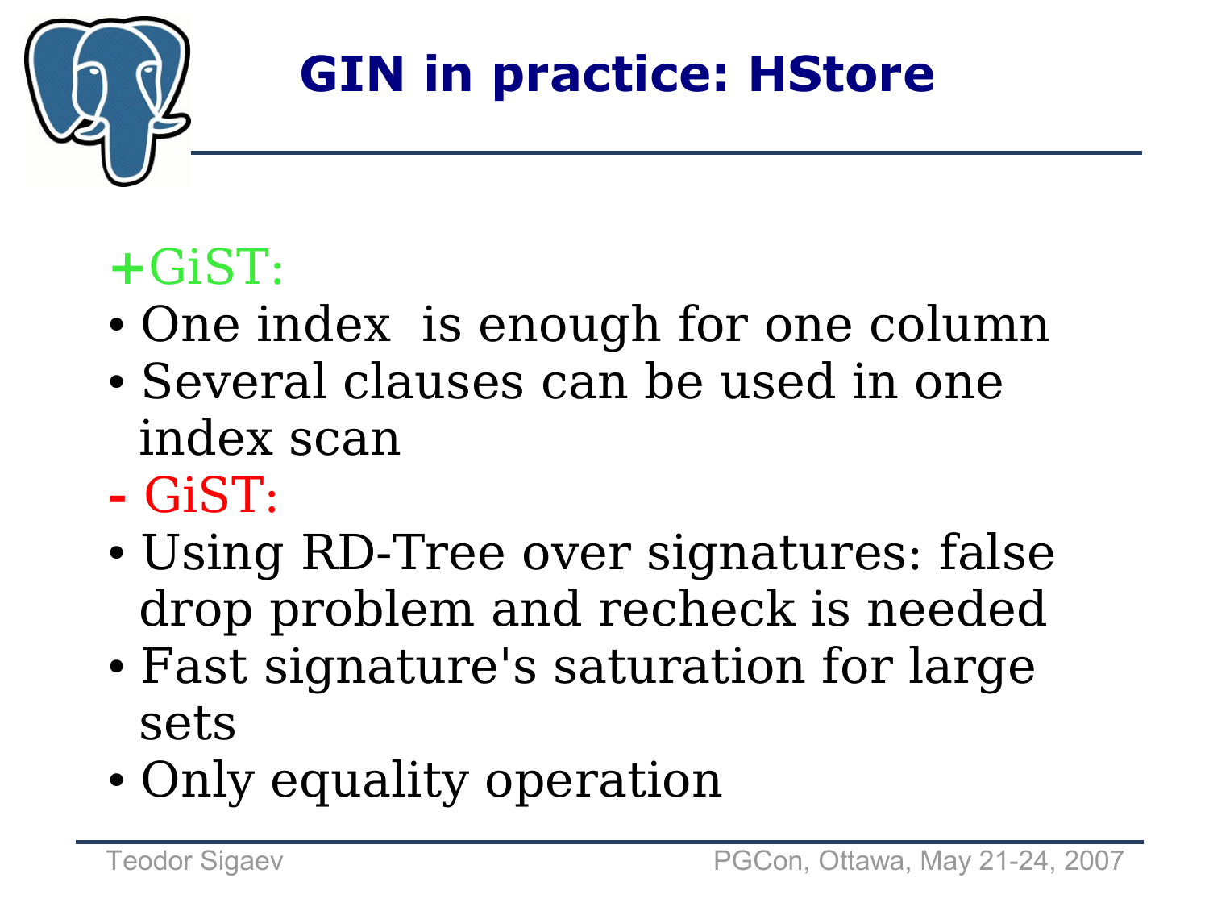# GIN in practice: HStore

+GiST:

- One index is enough for one column
- Several clauses can be used in one index scan

- GiST:

- Using RD-Tree over signatures: false drop problem and recheck is needed
- Fast signature's saturation for large sets
- Only equality operation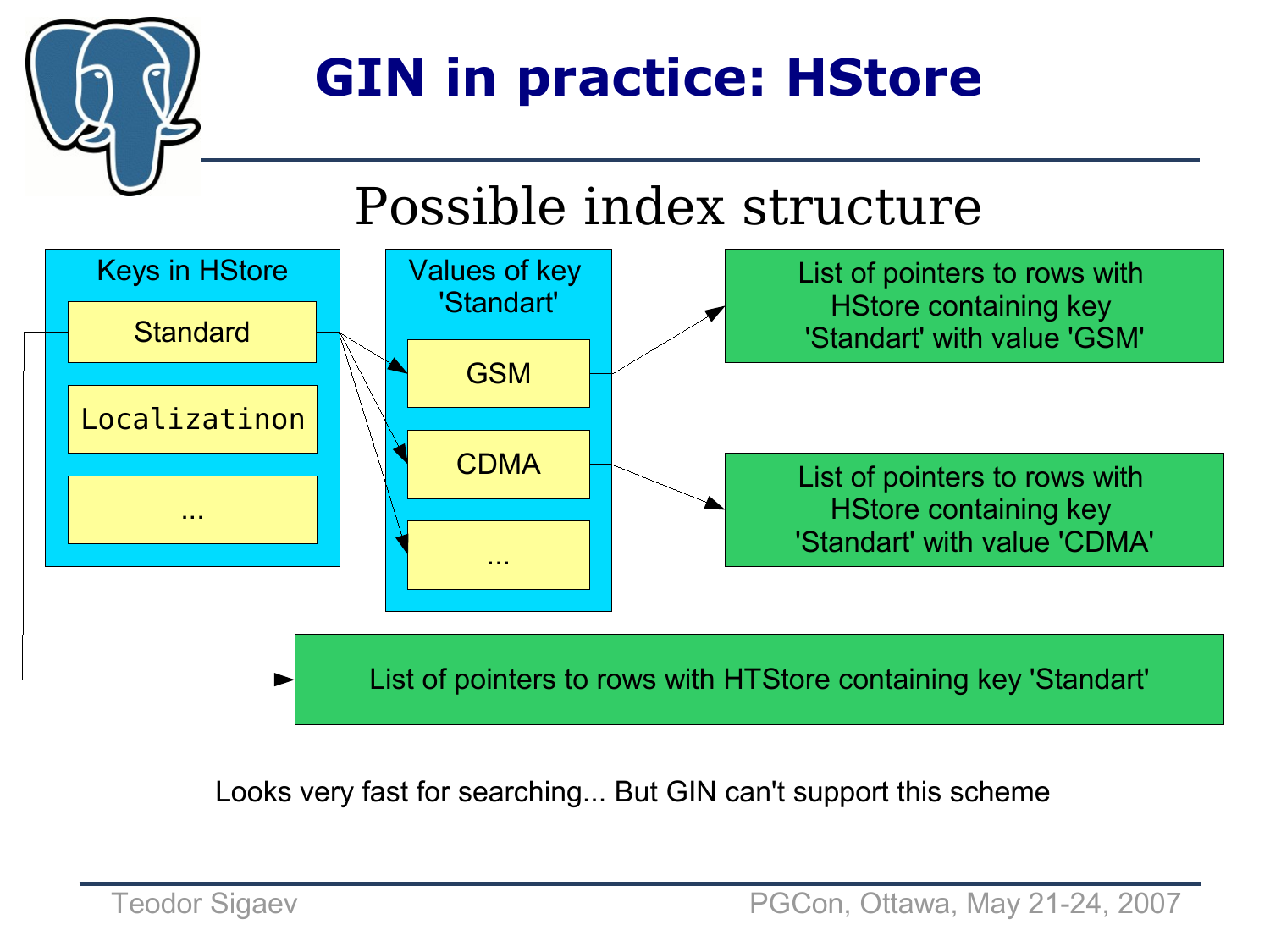# GIN in practice: HStore

## Possible index structure

**Keys in HStore**
- Standard
- Localizatinon
- ...

**Values of key 'Standart'**
- GSM
- CDMA
- ...

List of pointers to rows with HStore containing key 'Standart' with value 'GSM'

List of pointers to rows with HStore containing key 'Standart' with value 'CDMA'

List of pointers to rows with HTStore containing key 'Standart'

Looks very fast for searching... But GIN can't support this scheme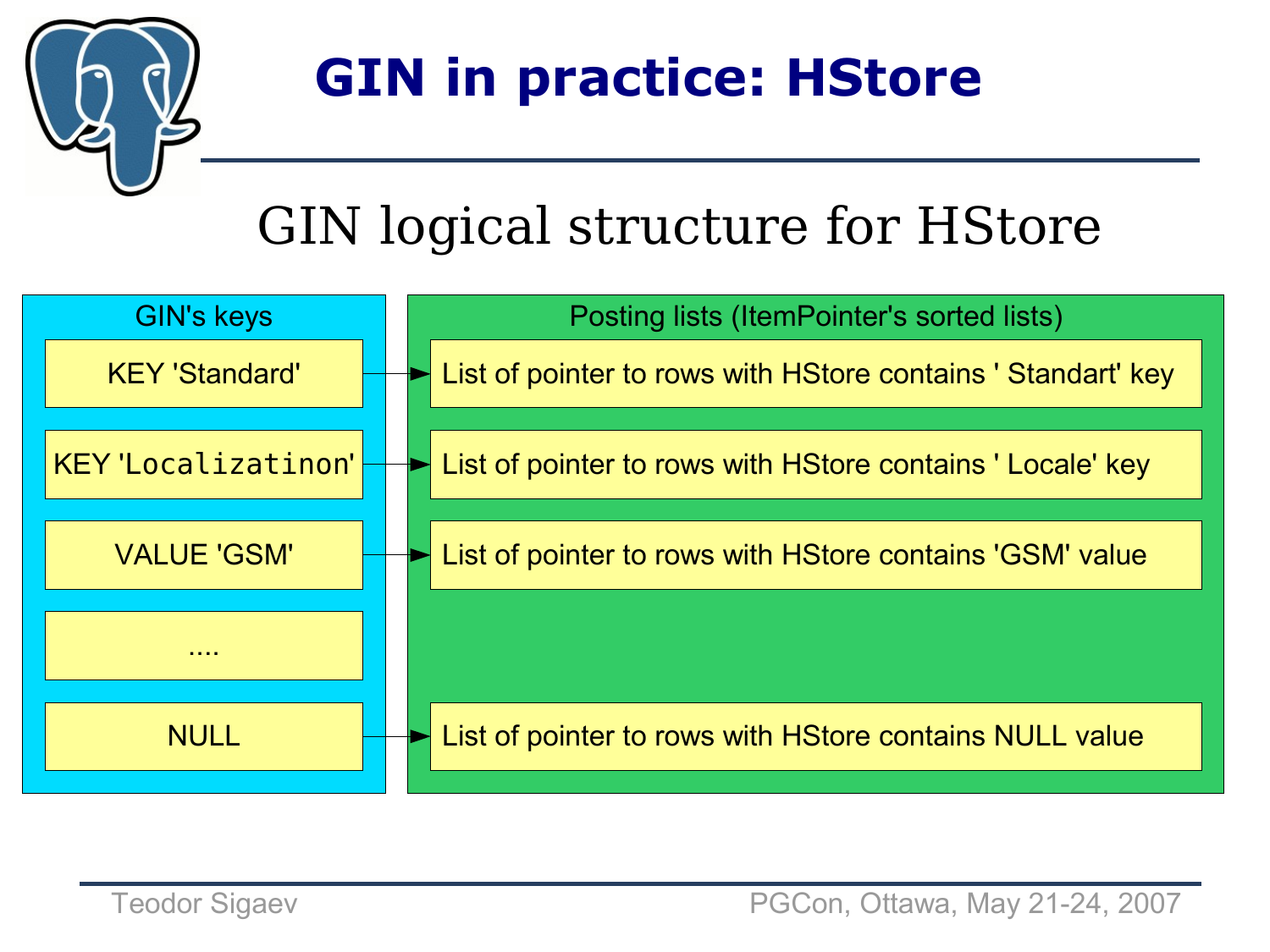# GIN in practice: HStore

## GIN logical structure for HStore

| GIN's keys | Posting lists (ItemPointer's sorted lists) |
|---|---|
| KEY 'Standard' | List of pointer to rows with HStore contains ' Standart' key |
| KEY 'Localizatinon' | List of pointer to rows with HStore contains ' Locale' key |
| VALUE 'GSM' | List of pointer to rows with HStore contains 'GSM' value |
| .... | |
| NULL | List of pointer to rows with HStore contains NULL value |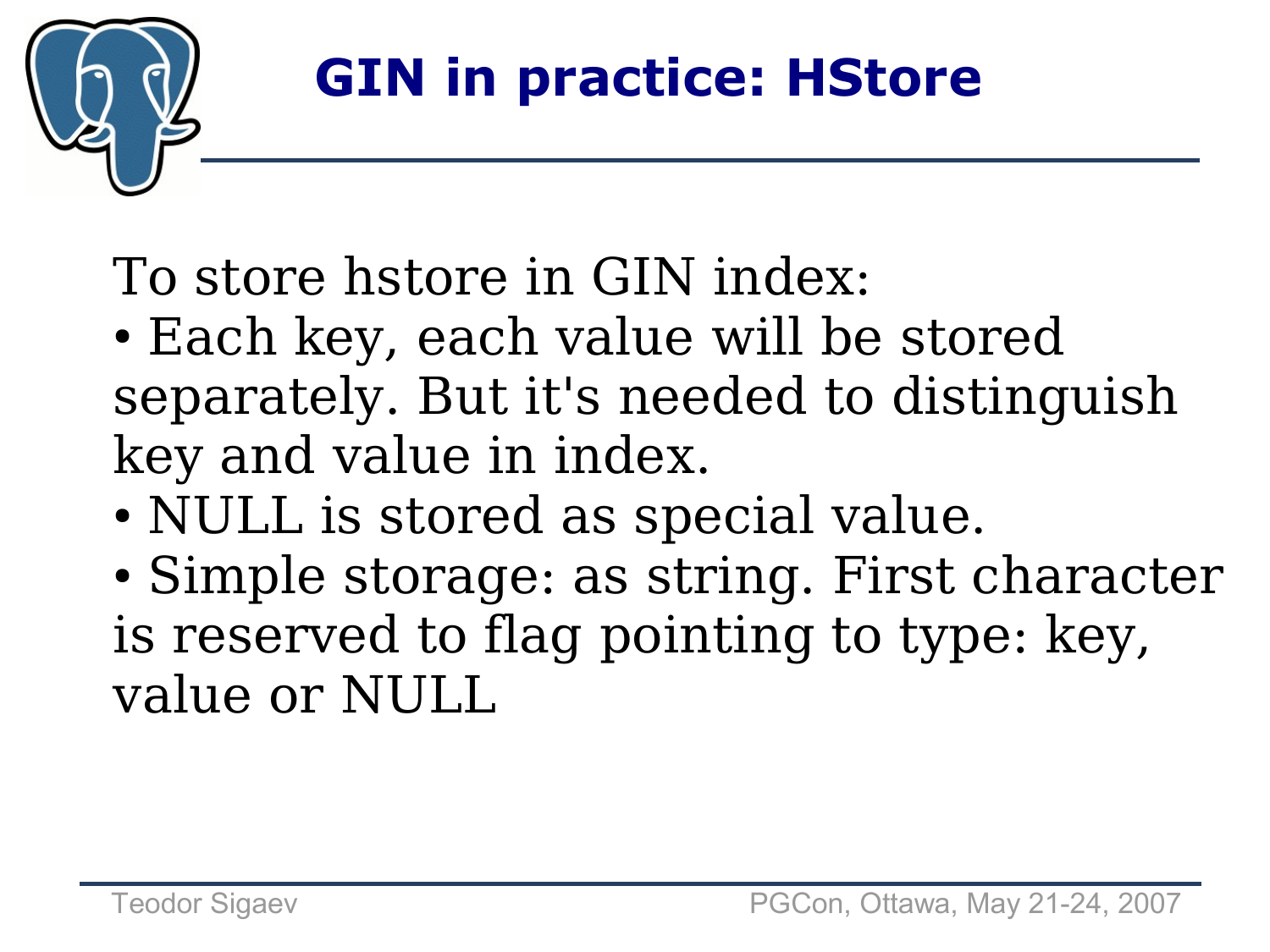# GIN in practice: HStore

To store hstore in GIN index:

- Each key, each value will be stored separately. But it's needed to distinguish key and value in index.
- NULL is stored as special value.
- Simple storage: as string. First character is reserved to flag pointing to type: key, value or NULL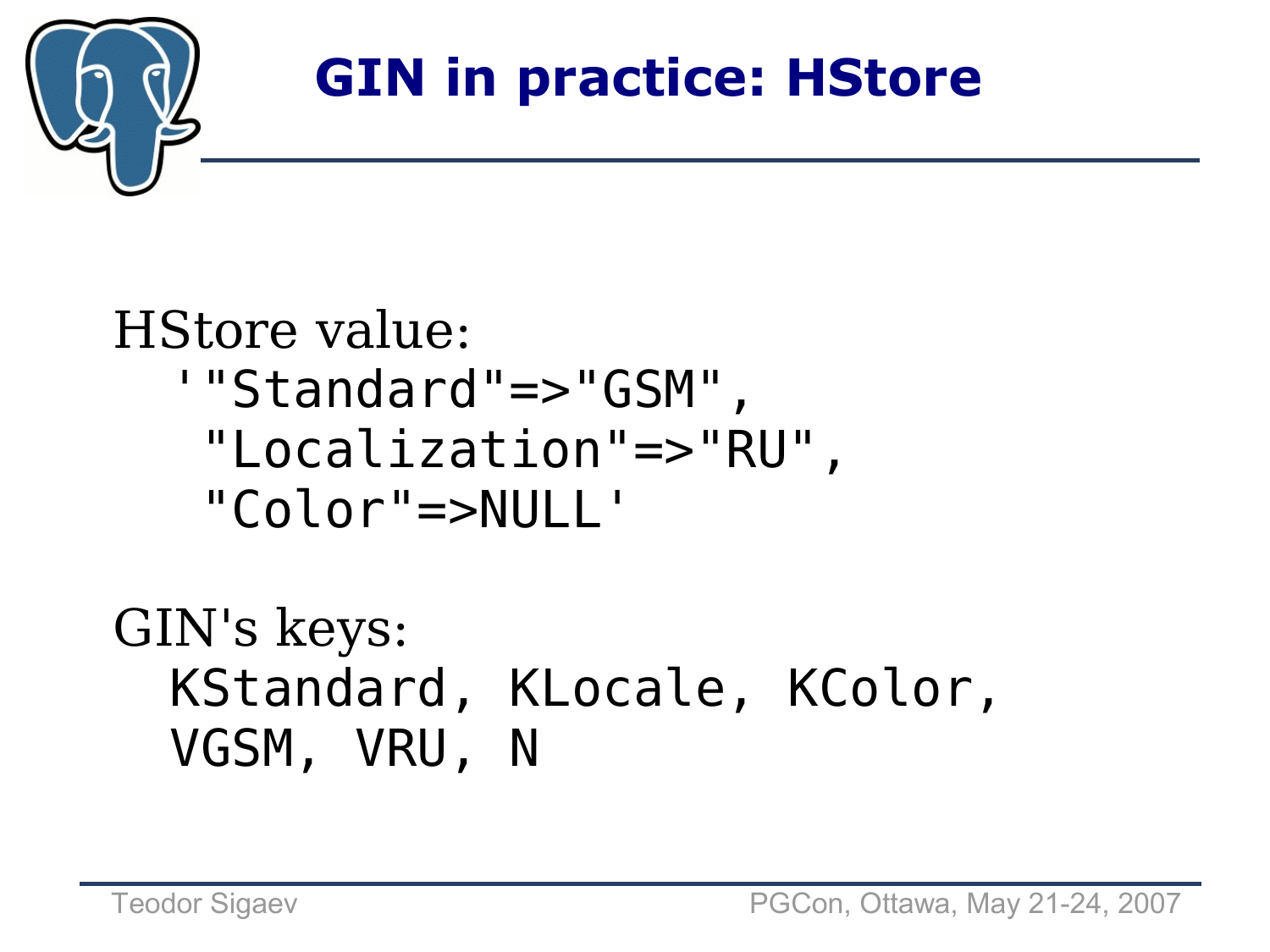# GIN in practice: HStore

HStore value:

```
'"Standard"=>"GSM",
 "Localization"=>"RU",
 "Color"=>NULL'
```

GIN's keys:

```
KStandard, KLocale, KColor,
VGSM, VRU, N
```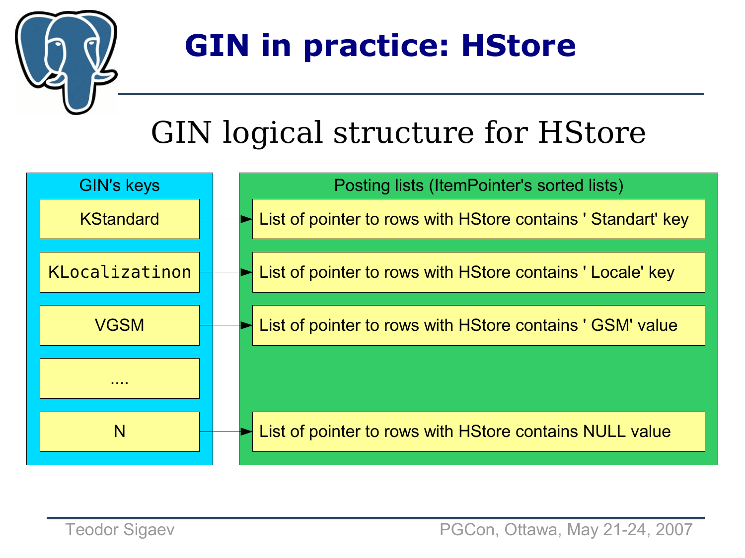# GIN in practice: HStore

## GIN logical structure for HStore

| GIN's keys | Posting lists (ItemPointer's sorted lists) |
|---|---|
| KStandard | List of pointer to rows with HStore contains ' Standart' key |
| KLocalizatinon | List of pointer to rows with HStore contains ' Locale' key |
| VGSM | List of pointer to rows with HStore contains ' GSM' value |
| .... | |
| N | List of pointer to rows with HStore contains NULL value |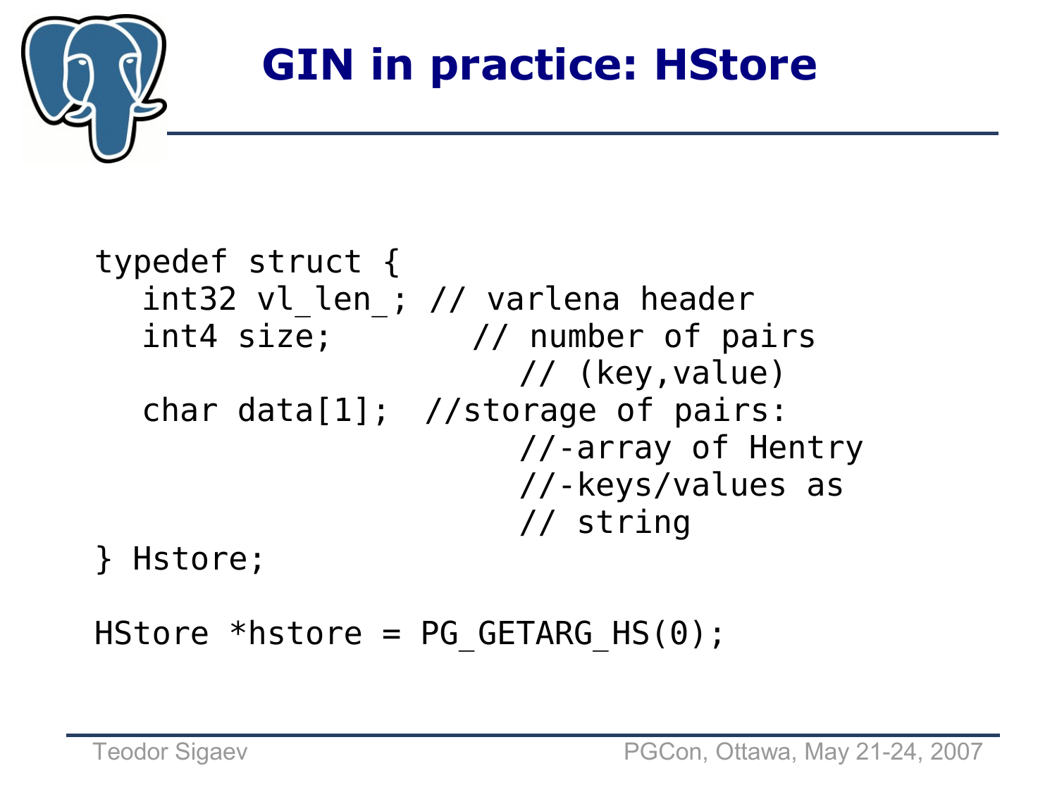# GIN in practice: HStore

```
typedef struct {
   int32 vl_len_; // varlena header
   int4 size;       // number of pairs
                      // (key,value)
   char data[1];  //storage of pairs:
                      //-array of Hentry
                      //-keys/values as
                      // string
} Hstore;

HStore *hstore = PG_GETARG_HS(0);
```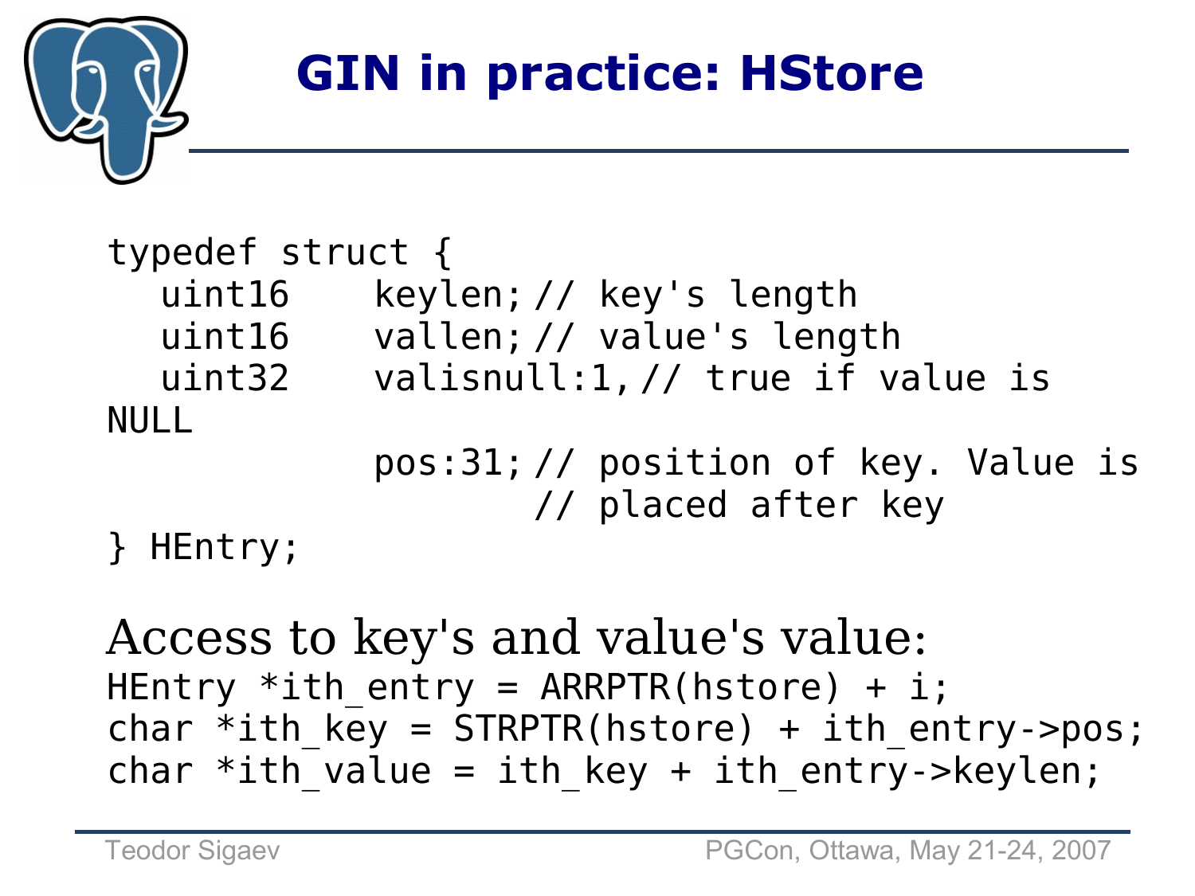# GIN in practice: HStore

```
typedef struct {
   uint16    keylen; // key's length
   uint16    vallen; // value's length
   uint32    valisnull:1, // true if value is NULL
             pos:31; // position of key. Value is
                     // placed after key
} HEntry;
```

Access to key's and value's value:

```
HEntry *ith_entry = ARRPTR(hstore) + i;
char *ith_key = STRPTR(hstore) + ith_entry->pos;
char *ith_value = ith_key + ith_entry->keylen;
```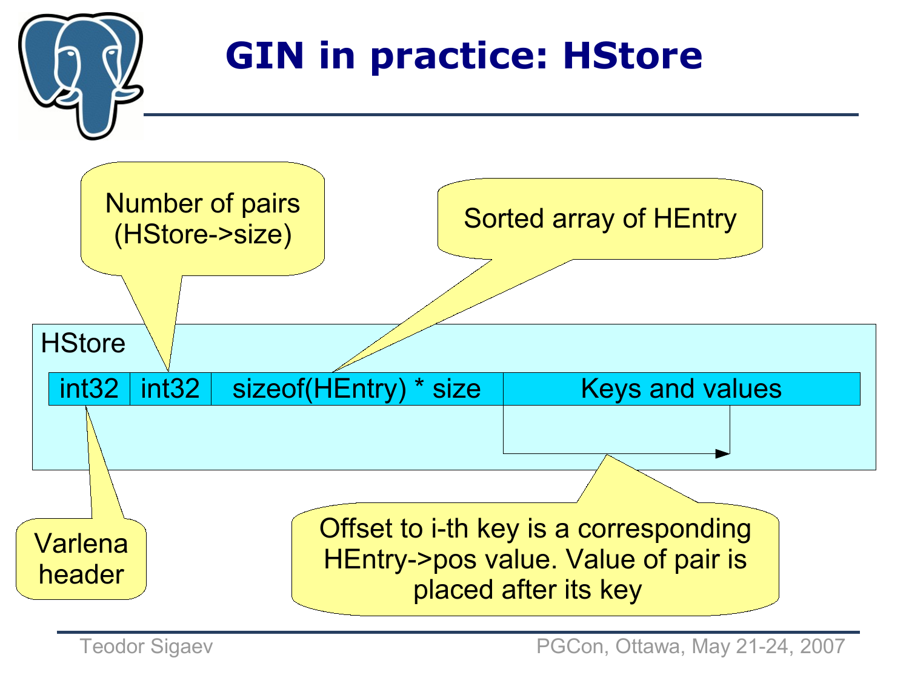# GIN in practice: HStore

HStore

| int32 | int32 | sizeof(HEntry) * size | Keys and values |
|---|---|---|---|

- Varlena header
- Number of pairs (HStore->size)
- Sorted array of HEntry
- Offset to i-th key is a corresponding HEntry->pos value. Value of pair is placed after its key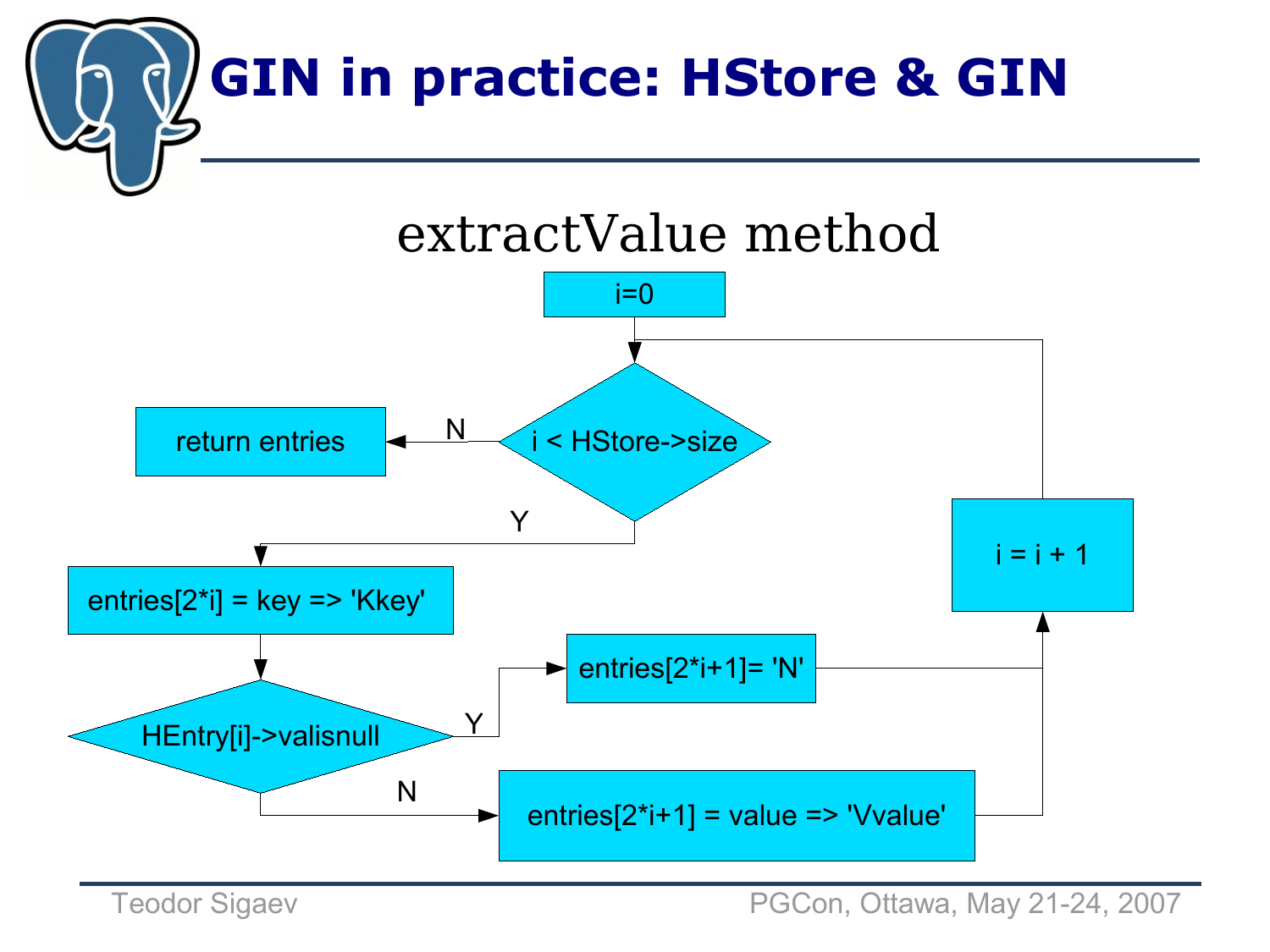# GIN in practice: HStore & GIN

## extractValue method

i=0

i < HStore->size

N → return entries

Y → entries[2*i] = key => 'Kkey'

HEntry[i]->valisnull

Y → entries[2*i+1]= 'N'

N → entries[2*i+1] = value => 'Vvalue'

i = i + 1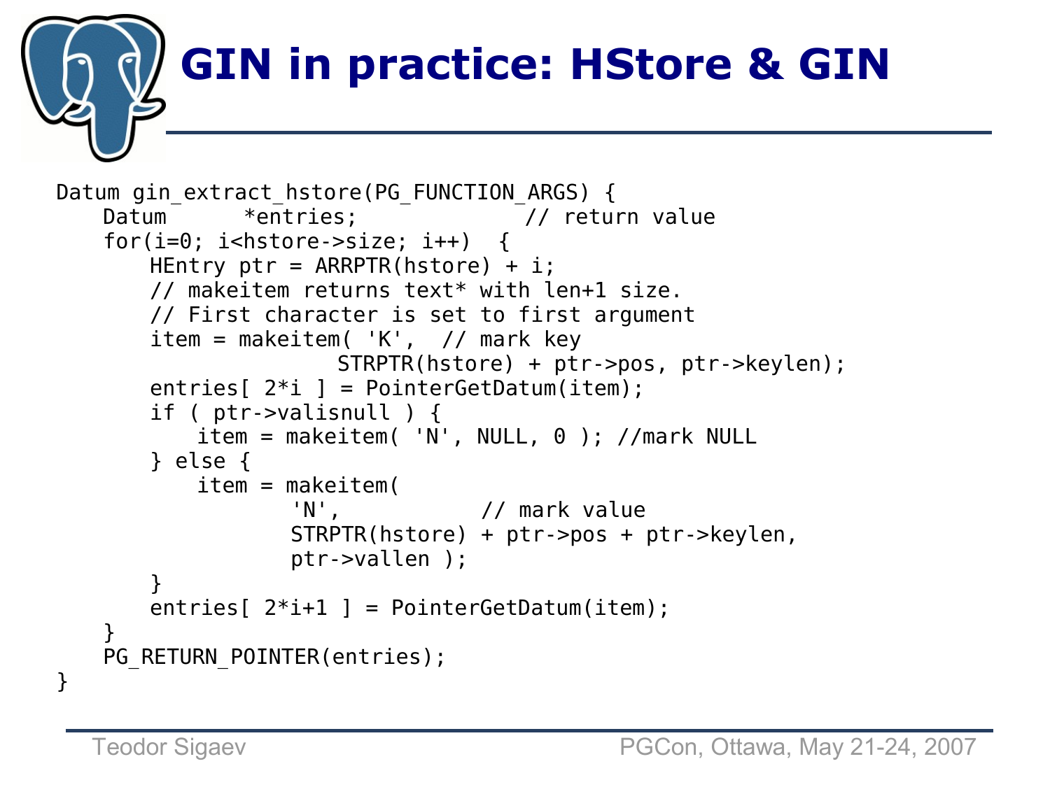# GIN in practice: HStore & GIN

```
Datum gin_extract_hstore(PG_FUNCTION_ARGS) {
    Datum      *entries;             // return value
    for(i=0; i<hstore->size; i++)  {
        HEntry ptr = ARRPTR(hstore) + i;
        // makeitem returns text* with len+1 size.
        // First character is set to first argument
        item = makeitem( 'K',  // mark key
                        STRPTR(hstore) + ptr->pos, ptr->keylen);
        entries[ 2*i ] = PointerGetDatum(item);
        if ( ptr->valisnull ) {
            item = makeitem( 'N', NULL, 0 ); //mark NULL
        } else {
            item = makeitem(
                    'N',            // mark value
                    STRPTR(hstore) + ptr->pos + ptr->keylen,
                    ptr->vallen );
        }
        entries[ 2*i+1 ] = PointerGetDatum(item);
    }
    PG_RETURN_POINTER(entries);
}
```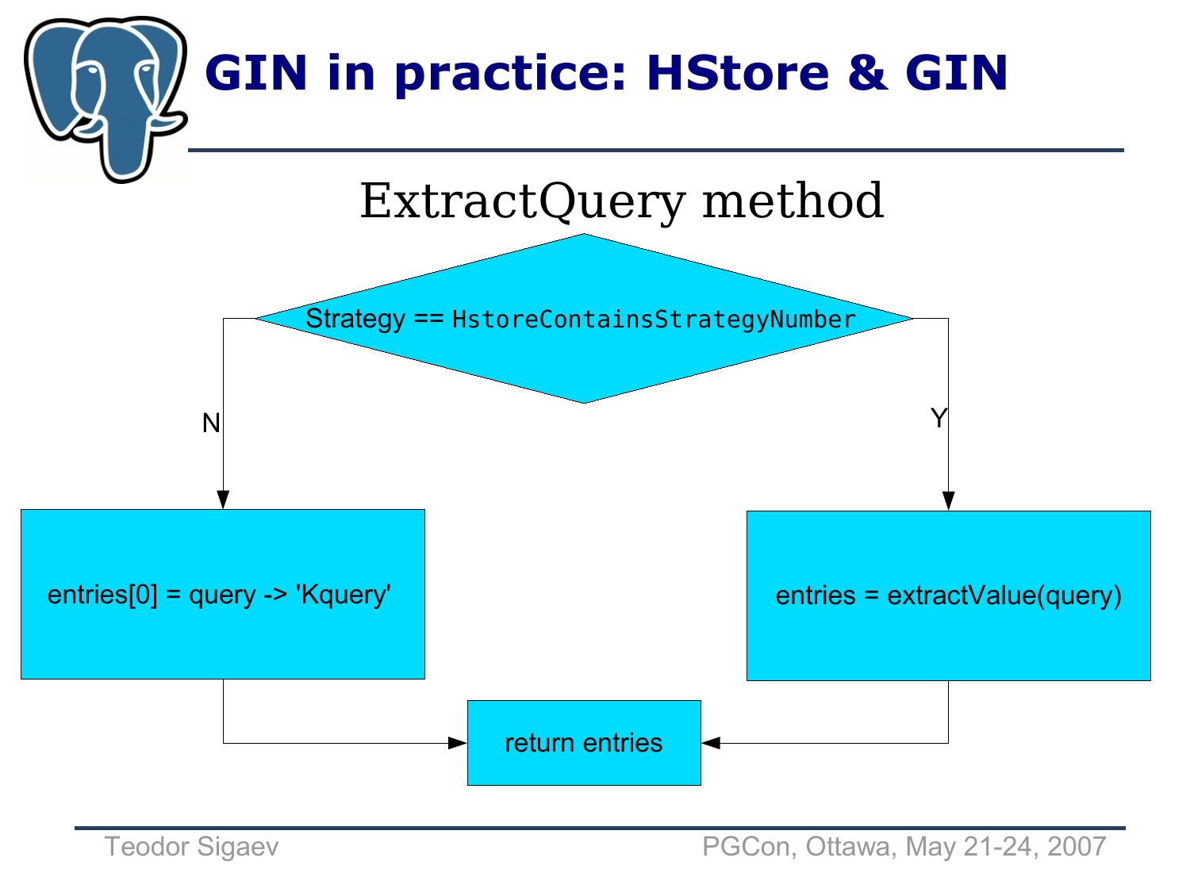# GIN in practice: HStore & GIN

## ExtractQuery method

Strategy == `HstoreContainsStrategyNumber`

- N: entries[0] = query -> 'Kquery'
- Y: entries = extractValue(query)

return entries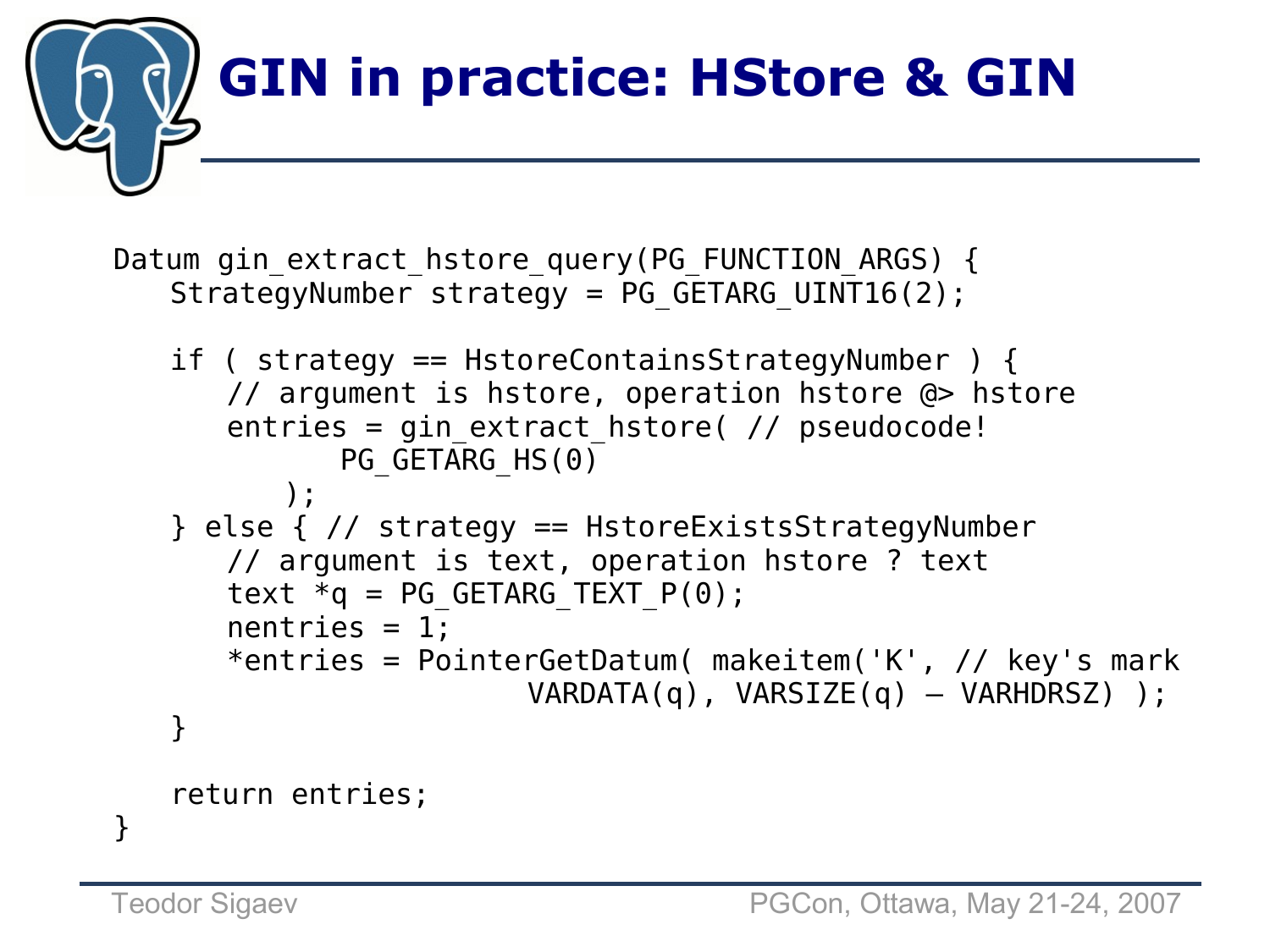# GIN in practice: HStore & GIN

```
Datum gin_extract_hstore_query(PG_FUNCTION_ARGS) {
   StrategyNumber strategy = PG_GETARG_UINT16(2);

   if ( strategy == HstoreContainsStrategyNumber ) {
      // argument is hstore, operation hstore @> hstore
      entries = gin_extract_hstore( // pseudocode!
             PG_GETARG_HS(0)
          );
   } else { // strategy == HstoreExistsStrategyNumber
      // argument is text, operation hstore ? text
      text *q = PG_GETARG_TEXT_P(0);
      nentries = 1;
      *entries = PointerGetDatum( makeitem('K', // key's mark
                       VARDATA(q), VARSIZE(q) – VARHDRSZ) );
   }

   return entries;
}
```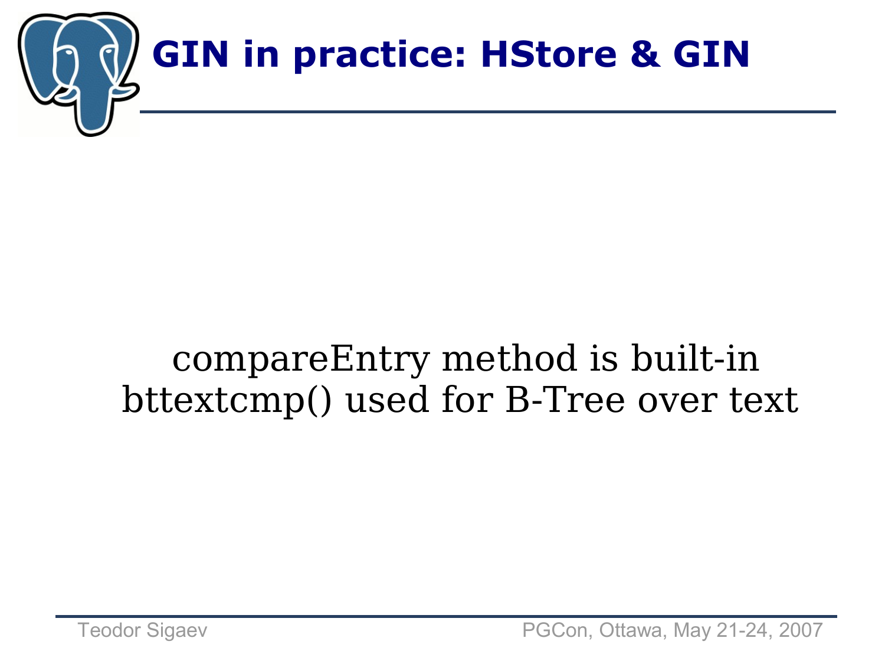# GIN in practice: HStore & GIN

compareEntry method is built-in bttextcmp() used for B-Tree over text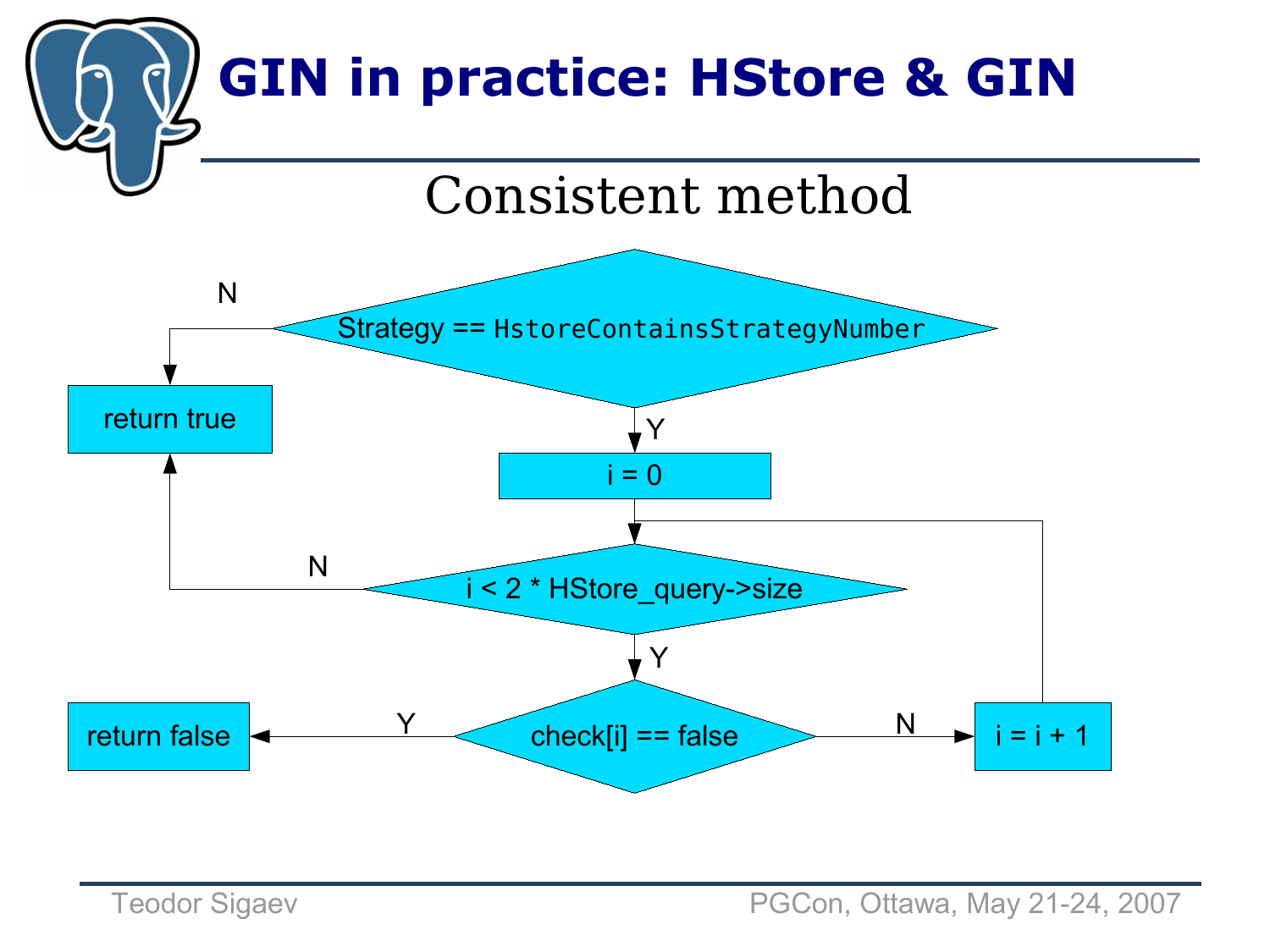# GIN in practice: HStore & GIN

## Consistent method

Strategy == `HstoreContainsStrategyNumber`

N

return true

Y

i = 0

i < 2 * HStore_query->size

N

Y

check[i] == false

Y

return false

N

i = i + 1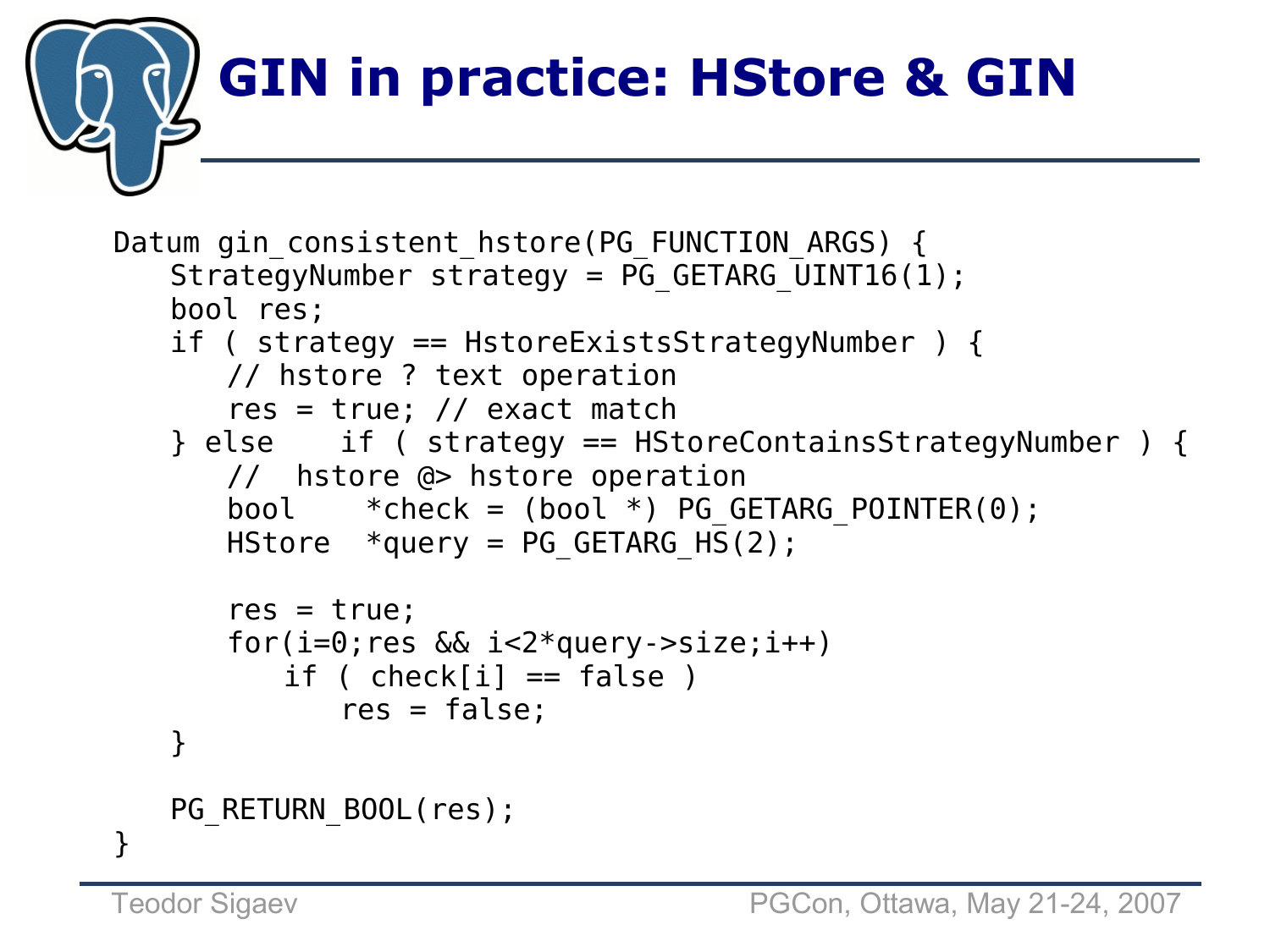# GIN in practice: HStore & GIN

```
Datum gin_consistent_hstore(PG_FUNCTION_ARGS) {
   StrategyNumber strategy = PG_GETARG_UINT16(1);
   bool res;
   if ( strategy == HstoreExistsStrategyNumber ) {
      // hstore ? text operation
      res = true; // exact match
   } else    if ( strategy == HStoreContainsStrategyNumber ) {
      //  hstore @> hstore operation
      bool    *check = (bool *) PG_GETARG_POINTER(0);
      HStore  *query = PG_GETARG_HS(2);

      res = true;
      for(i=0;res && i<2*query->size;i++)
         if ( check[i] == false )
            res = false;
   }

   PG_RETURN_BOOL(res);
}
```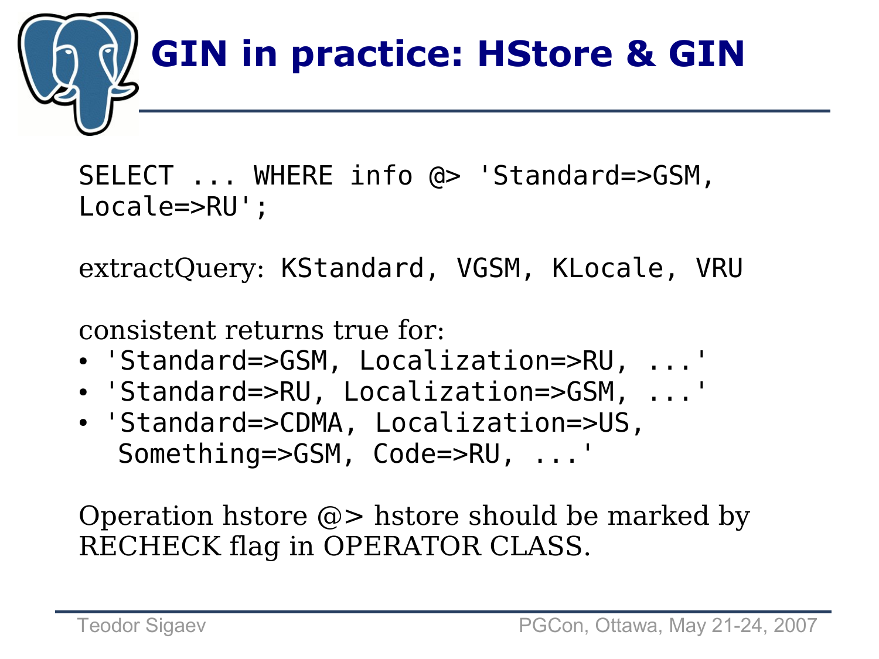# GIN in practice: HStore & GIN

```
SELECT ... WHERE info @> 'Standard=>GSM,
Locale=>RU';
```

extractQuery: `KStandard, VGSM, KLocale, VRU`

consistent returns true for:

- `'Standard=>GSM, Localization=>RU, ...'`
- `'Standard=>RU, Localization=>GSM, ...'`
- `'Standard=>CDMA, Localization=>US, Something=>GSM, Code=>RU, ...'`

Operation hstore @> hstore should be marked by RECHECK flag in OPERATOR CLASS.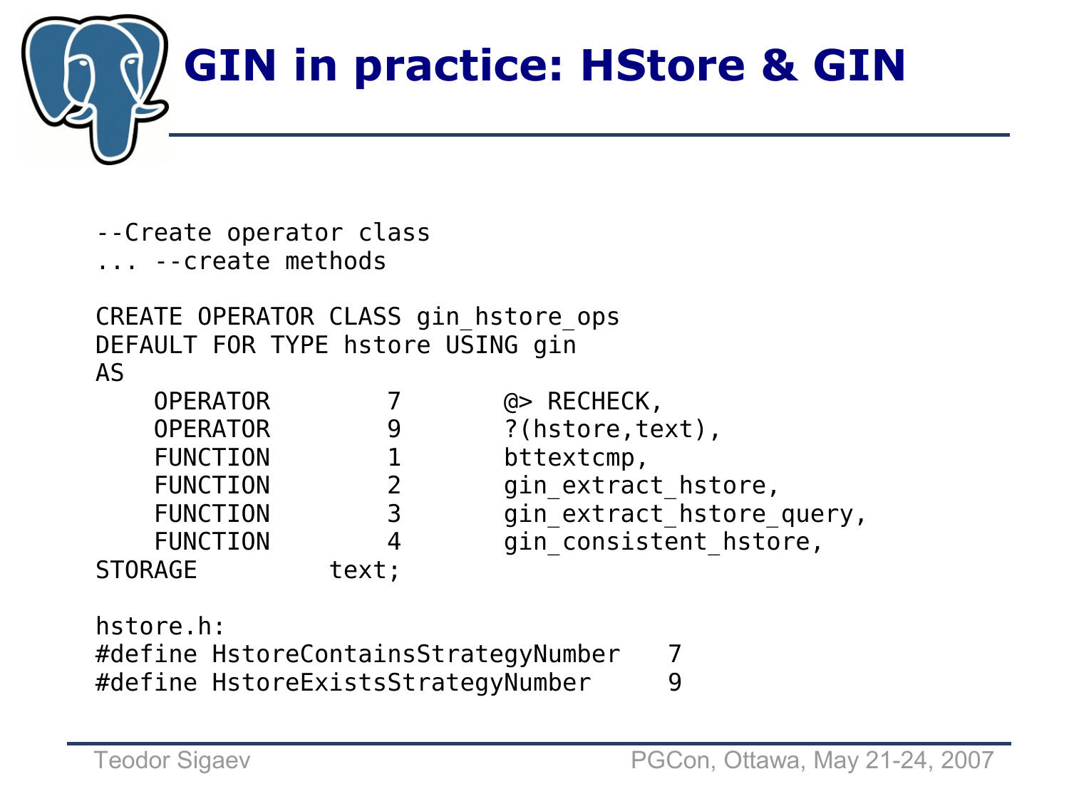# GIN in practice: HStore & GIN

```
--Create operator class
... --create methods

CREATE OPERATOR CLASS gin_hstore_ops
DEFAULT FOR TYPE hstore USING gin
AS
    OPERATOR        7       @> RECHECK,
    OPERATOR        9       ?(hstore,text),
    FUNCTION        1       bttextcmp,
    FUNCTION        2       gin_extract_hstore,
    FUNCTION        3       gin_extract_hstore_query,
    FUNCTION        4       gin_consistent_hstore,
STORAGE         text;

hstore.h:
#define HstoreContainsStrategyNumber   7
#define HstoreExistsStrategyNumber     9
```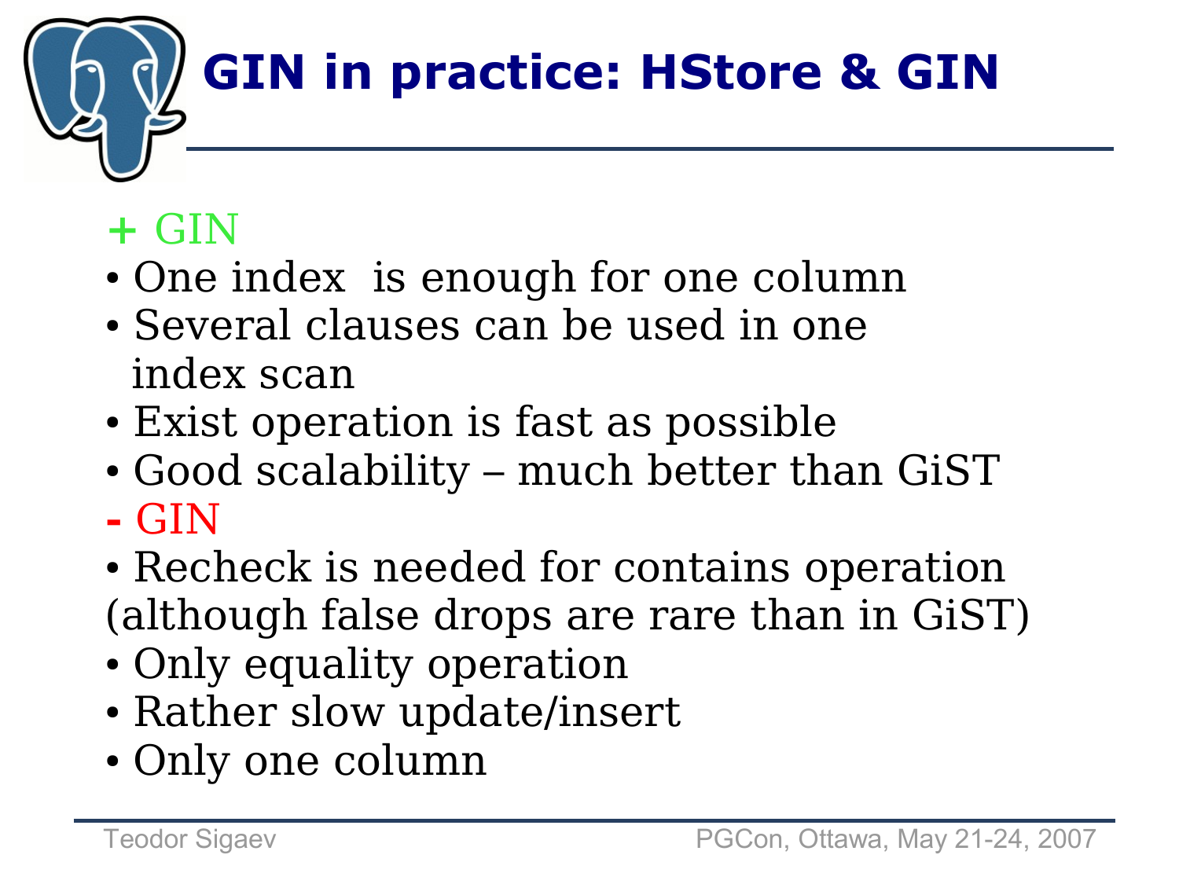# GIN in practice: HStore & GIN

**+** GIN

- One index is enough for one column
- Several clauses can be used in one index scan
- Exist operation is fast as possible
- Good scalability – much better than GiST

**-** GIN

- Recheck is needed for contains operation (although false drops are rare than in GiST)
- Only equality operation
- Rather slow update/insert
- Only one column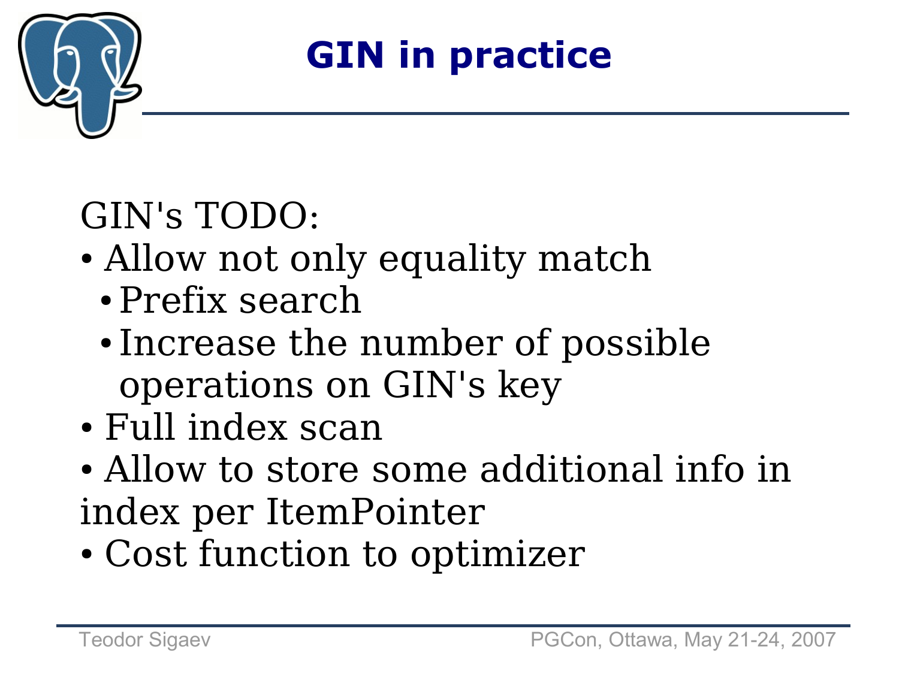# GIN in practice

GIN's TODO:

- Allow not only equality match
  - Prefix search
  - Increase the number of possible operations on GIN's key
- Full index scan
- Allow to store some additional info in index per ItemPointer
- Cost function to optimizer